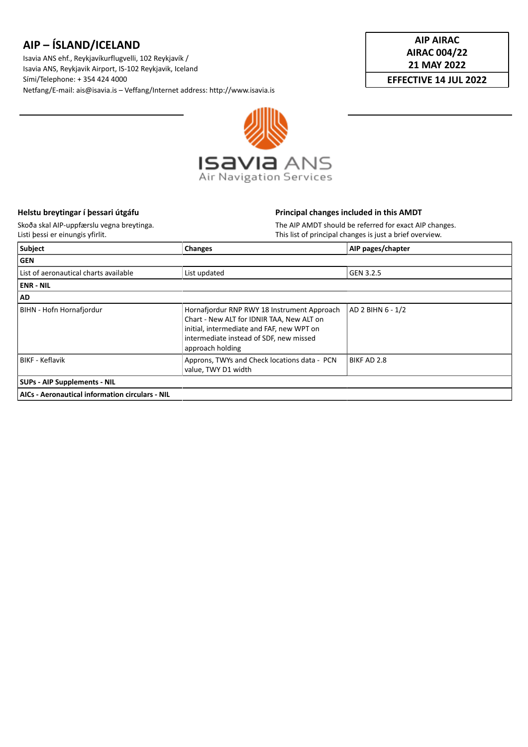# AIP – ÍSLAND/ICELAND

Isavia ANS ehf., Reykjavíkurflugvelli, 102 Reykjavík /
Isavia ANS, Reykjavik Airport, IS-102 Reykjavik, Iceland
Sími/Telephone: + 354 424 4000
Netfang/E-mail: ais@isavia.is – Veffang/Internet address: http://www.isavia.is

**AIP AIRAC**
**AIRAC 004/22**
**21 MAY 2022**
**EFFECTIVE 14 JUL 2022**

Isavia ANS
Air Navigation Services

**Helstu breytingar í þessari útgáfu**

Skoða skal AIP-uppfærslu vegna breytinga.
Listi þessi er einungis yfirlit.

**Principal changes included in this AMDT**

The AIP AMDT should be referred for exact AIP changes.
This list of principal changes is just a brief overview.

| Subject | Changes | AIP pages/chapter |
|---|---|---|
| **GEN** | | |
| List of aeronautical charts available | List updated | GEN 3.2.5 |
| **ENR - NIL** | | |
| **AD** | | |
| BIHN - Hofn Hornafjordur | Hornafjordur RNP RWY 18 Instrument Approach Chart - New ALT for IDNIR TAA, New ALT on initial, intermediate and FAF, new WPT on intermediate instead of SDF, new missed approach holding | AD 2 BIHN 6 - 1/2 |
| BIKF - Keflavik | Approns, TWYs and Check locations data - PCN value, TWY D1 width | BIKF AD 2.8 |
| **SUPs - AIP Supplements - NIL** | | |
| **AICs - Aeronautical information circulars - NIL** | | |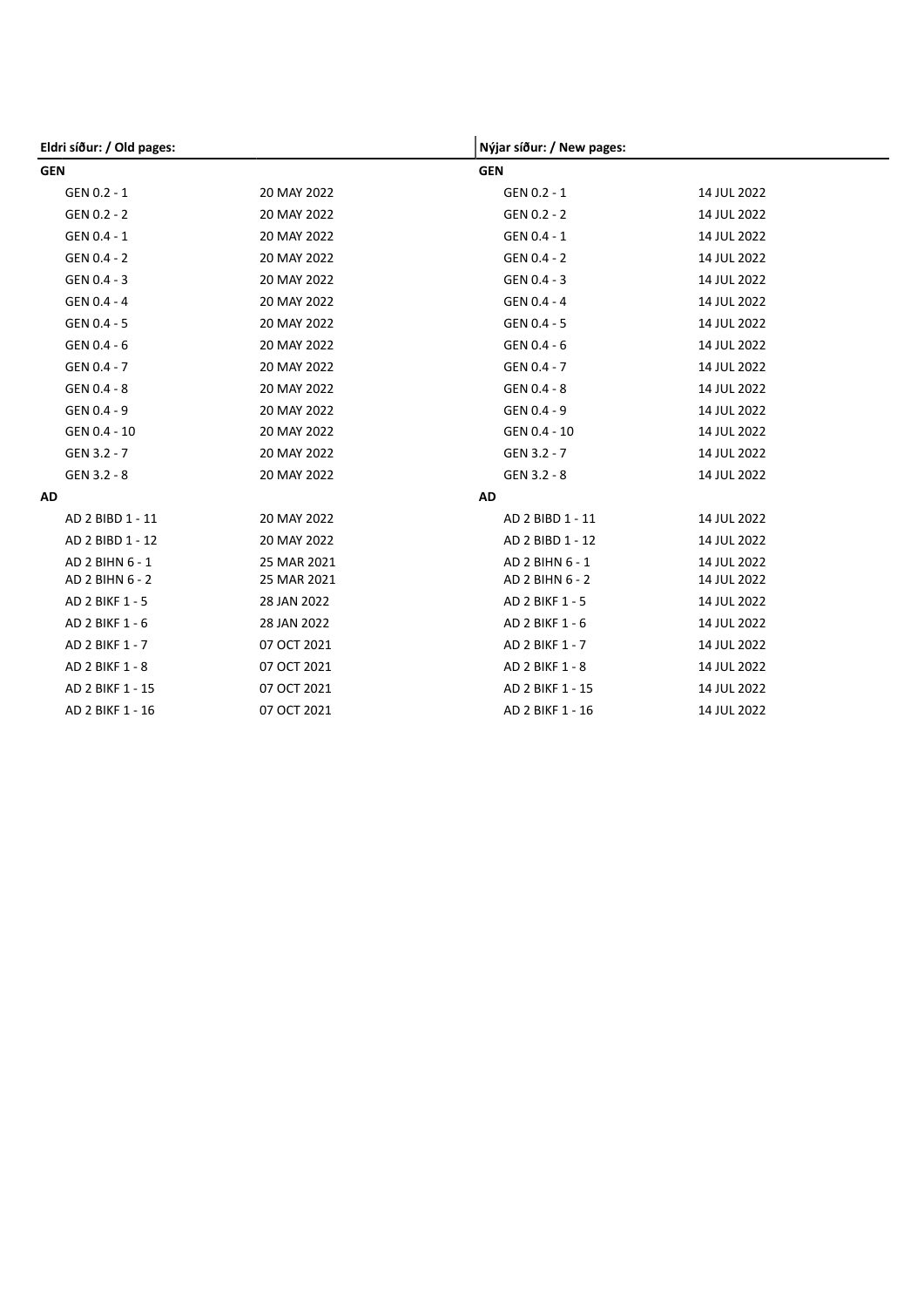| Eldri síður: / Old pages: | | Nýjar síður: / New pages: | |
|---|---|---|---|
| **GEN** | | **GEN** | |
| GEN 0.2 - 1 | 20 MAY 2022 | GEN 0.2 - 1 | 14 JUL 2022 |
| GEN 0.2 - 2 | 20 MAY 2022 | GEN 0.2 - 2 | 14 JUL 2022 |
| GEN 0.4 - 1 | 20 MAY 2022 | GEN 0.4 - 1 | 14 JUL 2022 |
| GEN 0.4 - 2 | 20 MAY 2022 | GEN 0.4 - 2 | 14 JUL 2022 |
| GEN 0.4 - 3 | 20 MAY 2022 | GEN 0.4 - 3 | 14 JUL 2022 |
| GEN 0.4 - 4 | 20 MAY 2022 | GEN 0.4 - 4 | 14 JUL 2022 |
| GEN 0.4 - 5 | 20 MAY 2022 | GEN 0.4 - 5 | 14 JUL 2022 |
| GEN 0.4 - 6 | 20 MAY 2022 | GEN 0.4 - 6 | 14 JUL 2022 |
| GEN 0.4 - 7 | 20 MAY 2022 | GEN 0.4 - 7 | 14 JUL 2022 |
| GEN 0.4 - 8 | 20 MAY 2022 | GEN 0.4 - 8 | 14 JUL 2022 |
| GEN 0.4 - 9 | 20 MAY 2022 | GEN 0.4 - 9 | 14 JUL 2022 |
| GEN 0.4 - 10 | 20 MAY 2022 | GEN 0.4 - 10 | 14 JUL 2022 |
| GEN 3.2 - 7 | 20 MAY 2022 | GEN 3.2 - 7 | 14 JUL 2022 |
| GEN 3.2 - 8 | 20 MAY 2022 | GEN 3.2 - 8 | 14 JUL 2022 |
| **AD** | | **AD** | |
| AD 2 BIBD 1 - 11 | 20 MAY 2022 | AD 2 BIBD 1 - 11 | 14 JUL 2022 |
| AD 2 BIBD 1 - 12 | 20 MAY 2022 | AD 2 BIBD 1 - 12 | 14 JUL 2022 |
| AD 2 BIHN 6 - 1 | 25 MAR 2021 | AD 2 BIHN 6 - 1 | 14 JUL 2022 |
| AD 2 BIHN 6 - 2 | 25 MAR 2021 | AD 2 BIHN 6 - 2 | 14 JUL 2022 |
| AD 2 BIKF 1 - 5 | 28 JAN 2022 | AD 2 BIKF 1 - 5 | 14 JUL 2022 |
| AD 2 BIKF 1 - 6 | 28 JAN 2022 | AD 2 BIKF 1 - 6 | 14 JUL 2022 |
| AD 2 BIKF 1 - 7 | 07 OCT 2021 | AD 2 BIKF 1 - 7 | 14 JUL 2022 |
| AD 2 BIKF 1 - 8 | 07 OCT 2021 | AD 2 BIKF 1 - 8 | 14 JUL 2022 |
| AD 2 BIKF 1 - 15 | 07 OCT 2021 | AD 2 BIKF 1 - 15 | 14 JUL 2022 |
| AD 2 BIKF 1 - 16 | 07 OCT 2021 | AD 2 BIKF 1 - 16 | 14 JUL 2022 |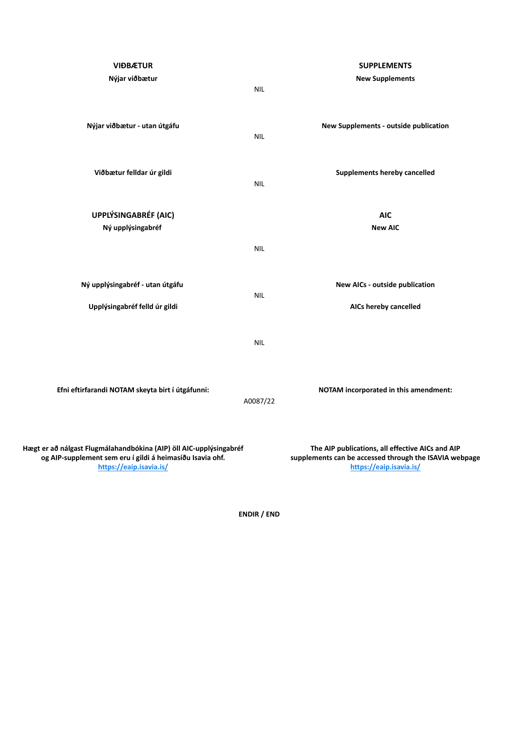| VIÐBÆTUR | | SUPPLEMENTS |
|---|---|---|
| **Nýjar viðbætur** | NIL | **New Supplements** |
| **Nýjar viðbætur - utan útgáfu** | NIL | **New Supplements - outside publication** |
| **Viðbætur felldar úr gildi** | NIL | **Supplements hereby cancelled** |

| UPPLÝSINGABRÉF (AIC) | | AIC |
|---|---|---|
| **Ný upplýsingabréf** | NIL | **New AIC** |
| **Ný upplýsingabréf - utan útgáfu** | NIL | **New AICs - outside publication** |
| **Upplýsingabréf felld úr gildi** | NIL | **AICs hereby cancelled** |

| **Efni eftirfarandi NOTAM skeyta birt í útgáfunni:** | A0087/22 | **NOTAM incorporated in this amendment:** |
|---|---|---|

**Hægt er að nálgast Flugmálahandbókina (AIP) öll AIC-upplýsingabréf og AIP-supplement sem eru í gildi á heimasíðu Isavia ohf.**
**https://eaip.isavia.is/**

**The AIP publications, all effective AICs and AIP supplements can be accessed through the ISAVIA webpage**
**https://eaip.isavia.is/**

**ENDIR / END**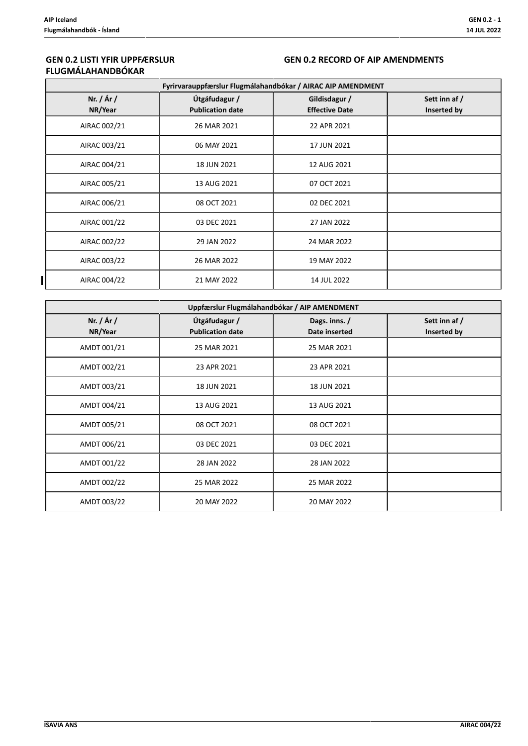## GEN 0.2 LISTI YFIR UPPFÆRSLUR FLUGMÁLAHANDBÓKAR

## GEN 0.2 RECORD OF AIP AMENDMENTS

| Fyrirvarauppfærslur Flugmálahandbókar / AIRAC AIP AMENDMENT | | | |
|---|---|---|---|
| **Nr. / Ár / NR/Year** | **Útgáfudagur / Publication date** | **Gildisdagur / Effective Date** | **Sett inn af / Inserted by** |
| AIRAC 002/21 | 26 MAR 2021 | 22 APR 2021 | |
| AIRAC 003/21 | 06 MAY 2021 | 17 JUN 2021 | |
| AIRAC 004/21 | 18 JUN 2021 | 12 AUG 2021 | |
| AIRAC 005/21 | 13 AUG 2021 | 07 OCT 2021 | |
| AIRAC 006/21 | 08 OCT 2021 | 02 DEC 2021 | |
| AIRAC 001/22 | 03 DEC 2021 | 27 JAN 2022 | |
| AIRAC 002/22 | 29 JAN 2022 | 24 MAR 2022 | |
| AIRAC 003/22 | 26 MAR 2022 | 19 MAY 2022 | |
| AIRAC 004/22 | 21 MAY 2022 | 14 JUL 2022 | |

| Uppfærslur Flugmálahandbókar / AIP AMENDMENT | | | |
|---|---|---|---|
| **Nr. / Ár / NR/Year** | **Útgáfudagur / Publication date** | **Dags. inns. / Date inserted** | **Sett inn af / Inserted by** |
| AMDT 001/21 | 25 MAR 2021 | 25 MAR 2021 | |
| AMDT 002/21 | 23 APR 2021 | 23 APR 2021 | |
| AMDT 003/21 | 18 JUN 2021 | 18 JUN 2021 | |
| AMDT 004/21 | 13 AUG 2021 | 13 AUG 2021 | |
| AMDT 005/21 | 08 OCT 2021 | 08 OCT 2021 | |
| AMDT 006/21 | 03 DEC 2021 | 03 DEC 2021 | |
| AMDT 001/22 | 28 JAN 2022 | 28 JAN 2022 | |
| AMDT 002/22 | 25 MAR 2022 | 25 MAR 2022 | |
| AMDT 003/22 | 20 MAY 2022 | 20 MAY 2022 | |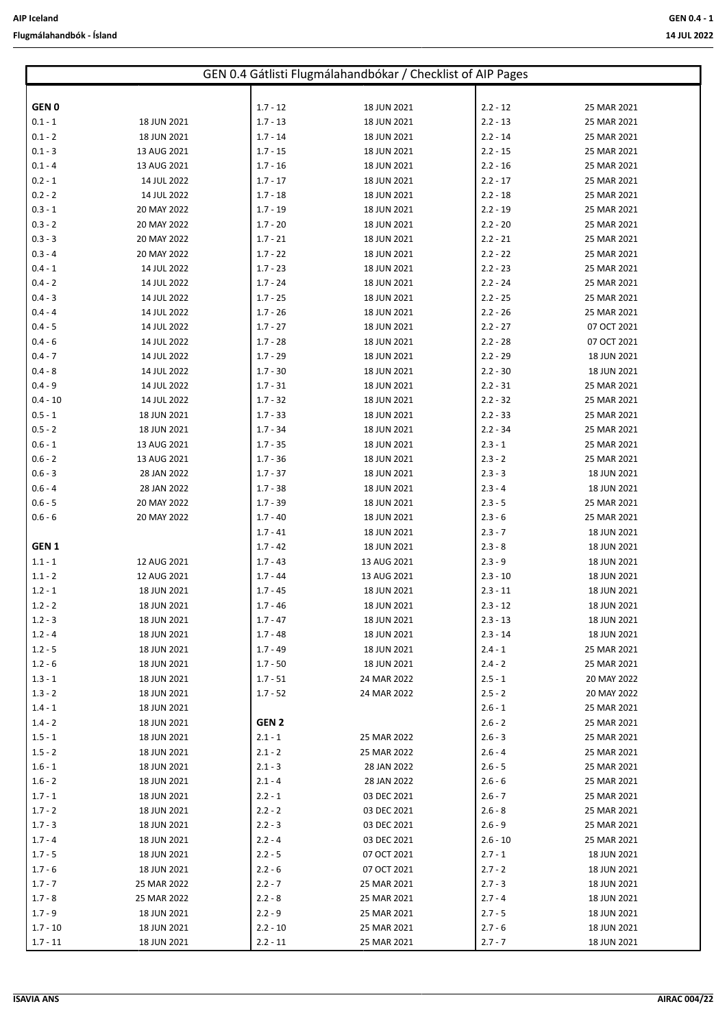## GEN 0.4 Gátlisti Flugmálahandbókar / Checklist of AIP Pages

| | | | | | |
|---|---|---|---|---|---|
| **GEN 0** | | 1.7 - 12 | 18 JUN 2021 | 2.2 - 12 | 25 MAR 2021 |
| 0.1 - 1 | 18 JUN 2021 | 1.7 - 13 | 18 JUN 2021 | 2.2 - 13 | 25 MAR 2021 |
| 0.1 - 2 | 18 JUN 2021 | 1.7 - 14 | 18 JUN 2021 | 2.2 - 14 | 25 MAR 2021 |
| 0.1 - 3 | 13 AUG 2021 | 1.7 - 15 | 18 JUN 2021 | 2.2 - 15 | 25 MAR 2021 |
| 0.1 - 4 | 13 AUG 2021 | 1.7 - 16 | 18 JUN 2021 | 2.2 - 16 | 25 MAR 2021 |
| 0.2 - 1 | 14 JUL 2022 | 1.7 - 17 | 18 JUN 2021 | 2.2 - 17 | 25 MAR 2021 |
| 0.2 - 2 | 14 JUL 2022 | 1.7 - 18 | 18 JUN 2021 | 2.2 - 18 | 25 MAR 2021 |
| 0.3 - 1 | 20 MAY 2022 | 1.7 - 19 | 18 JUN 2021 | 2.2 - 19 | 25 MAR 2021 |
| 0.3 - 2 | 20 MAY 2022 | 1.7 - 20 | 18 JUN 2021 | 2.2 - 20 | 25 MAR 2021 |
| 0.3 - 3 | 20 MAY 2022 | 1.7 - 21 | 18 JUN 2021 | 2.2 - 21 | 25 MAR 2021 |
| 0.3 - 4 | 20 MAY 2022 | 1.7 - 22 | 18 JUN 2021 | 2.2 - 22 | 25 MAR 2021 |
| 0.4 - 1 | 14 JUL 2022 | 1.7 - 23 | 18 JUN 2021 | 2.2 - 23 | 25 MAR 2021 |
| 0.4 - 2 | 14 JUL 2022 | 1.7 - 24 | 18 JUN 2021 | 2.2 - 24 | 25 MAR 2021 |
| 0.4 - 3 | 14 JUL 2022 | 1.7 - 25 | 18 JUN 2021 | 2.2 - 25 | 25 MAR 2021 |
| 0.4 - 4 | 14 JUL 2022 | 1.7 - 26 | 18 JUN 2021 | 2.2 - 26 | 25 MAR 2021 |
| 0.4 - 5 | 14 JUL 2022 | 1.7 - 27 | 18 JUN 2021 | 2.2 - 27 | 07 OCT 2021 |
| 0.4 - 6 | 14 JUL 2022 | 1.7 - 28 | 18 JUN 2021 | 2.2 - 28 | 07 OCT 2021 |
| 0.4 - 7 | 14 JUL 2022 | 1.7 - 29 | 18 JUN 2021 | 2.2 - 29 | 18 JUN 2021 |
| 0.4 - 8 | 14 JUL 2022 | 1.7 - 30 | 18 JUN 2021 | 2.2 - 30 | 18 JUN 2021 |
| 0.4 - 9 | 14 JUL 2022 | 1.7 - 31 | 18 JUN 2021 | 2.2 - 31 | 25 MAR 2021 |
| 0.4 - 10 | 14 JUL 2022 | 1.7 - 32 | 18 JUN 2021 | 2.2 - 32 | 25 MAR 2021 |
| 0.5 - 1 | 18 JUN 2021 | 1.7 - 33 | 18 JUN 2021 | 2.2 - 33 | 25 MAR 2021 |
| 0.5 - 2 | 18 JUN 2021 | 1.7 - 34 | 18 JUN 2021 | 2.2 - 34 | 25 MAR 2021 |
| 0.6 - 1 | 13 AUG 2021 | 1.7 - 35 | 18 JUN 2021 | 2.3 - 1 | 25 MAR 2021 |
| 0.6 - 2 | 13 AUG 2021 | 1.7 - 36 | 18 JUN 2021 | 2.3 - 2 | 25 MAR 2021 |
| 0.6 - 3 | 28 JAN 2022 | 1.7 - 37 | 18 JUN 2021 | 2.3 - 3 | 18 JUN 2021 |
| 0.6 - 4 | 28 JAN 2022 | 1.7 - 38 | 18 JUN 2021 | 2.3 - 4 | 18 JUN 2021 |
| 0.6 - 5 | 20 MAY 2022 | 1.7 - 39 | 18 JUN 2021 | 2.3 - 5 | 25 MAR 2021 |
| 0.6 - 6 | 20 MAY 2022 | 1.7 - 40 | 18 JUN 2021 | 2.3 - 6 | 25 MAR 2021 |
| | | 1.7 - 41 | 18 JUN 2021 | 2.3 - 7 | 18 JUN 2021 |
| **GEN 1** | | 1.7 - 42 | 18 JUN 2021 | 2.3 - 8 | 18 JUN 2021 |
| 1.1 - 1 | 12 AUG 2021 | 1.7 - 43 | 13 AUG 2021 | 2.3 - 9 | 18 JUN 2021 |
| 1.1 - 2 | 12 AUG 2021 | 1.7 - 44 | 13 AUG 2021 | 2.3 - 10 | 18 JUN 2021 |
| 1.2 - 1 | 18 JUN 2021 | 1.7 - 45 | 18 JUN 2021 | 2.3 - 11 | 18 JUN 2021 |
| 1.2 - 2 | 18 JUN 2021 | 1.7 - 46 | 18 JUN 2021 | 2.3 - 12 | 18 JUN 2021 |
| 1.2 - 3 | 18 JUN 2021 | 1.7 - 47 | 18 JUN 2021 | 2.3 - 13 | 18 JUN 2021 |
| 1.2 - 4 | 18 JUN 2021 | 1.7 - 48 | 18 JUN 2021 | 2.3 - 14 | 18 JUN 2021 |
| 1.2 - 5 | 18 JUN 2021 | 1.7 - 49 | 18 JUN 2021 | 2.4 - 1 | 25 MAR 2021 |
| 1.2 - 6 | 18 JUN 2021 | 1.7 - 50 | 18 JUN 2021 | 2.4 - 2 | 25 MAR 2021 |
| 1.3 - 1 | 18 JUN 2021 | 1.7 - 51 | 24 MAR 2022 | 2.5 - 1 | 20 MAY 2022 |
| 1.3 - 2 | 18 JUN 2021 | 1.7 - 52 | 24 MAR 2022 | 2.5 - 2 | 20 MAY 2022 |
| 1.4 - 1 | 18 JUN 2021 | | | 2.6 - 1 | 25 MAR 2021 |
| 1.4 - 2 | 18 JUN 2021 | **GEN 2** | | 2.6 - 2 | 25 MAR 2021 |
| 1.5 - 1 | 18 JUN 2021 | 2.1 - 1 | 25 MAR 2022 | 2.6 - 3 | 25 MAR 2021 |
| 1.5 - 2 | 18 JUN 2021 | 2.1 - 2 | 25 MAR 2022 | 2.6 - 4 | 25 MAR 2021 |
| 1.6 - 1 | 18 JUN 2021 | 2.1 - 3 | 28 JAN 2022 | 2.6 - 5 | 25 MAR 2021 |
| 1.6 - 2 | 18 JUN 2021 | 2.1 - 4 | 28 JAN 2022 | 2.6 - 6 | 25 MAR 2021 |
| 1.7 - 1 | 18 JUN 2021 | 2.2 - 1 | 03 DEC 2021 | 2.6 - 7 | 25 MAR 2021 |
| 1.7 - 2 | 18 JUN 2021 | 2.2 - 2 | 03 DEC 2021 | 2.6 - 8 | 25 MAR 2021 |
| 1.7 - 3 | 18 JUN 2021 | 2.2 - 3 | 03 DEC 2021 | 2.6 - 9 | 25 MAR 2021 |
| 1.7 - 4 | 18 JUN 2021 | 2.2 - 4 | 03 DEC 2021 | 2.6 - 10 | 25 MAR 2021 |
| 1.7 - 5 | 18 JUN 2021 | 2.2 - 5 | 07 OCT 2021 | 2.7 - 1 | 18 JUN 2021 |
| 1.7 - 6 | 18 JUN 2021 | 2.2 - 6 | 07 OCT 2021 | 2.7 - 2 | 18 JUN 2021 |
| 1.7 - 7 | 25 MAR 2022 | 2.2 - 7 | 25 MAR 2021 | 2.7 - 3 | 18 JUN 2021 |
| 1.7 - 8 | 25 MAR 2022 | 2.2 - 8 | 25 MAR 2021 | 2.7 - 4 | 18 JUN 2021 |
| 1.7 - 9 | 18 JUN 2021 | 2.2 - 9 | 25 MAR 2021 | 2.7 - 5 | 18 JUN 2021 |
| 1.7 - 10 | 18 JUN 2021 | 2.2 - 10 | 25 MAR 2021 | 2.7 - 6 | 18 JUN 2021 |
| 1.7 - 11 | 18 JUN 2021 | 2.2 - 11 | 25 MAR 2021 | 2.7 - 7 | 18 JUN 2021 |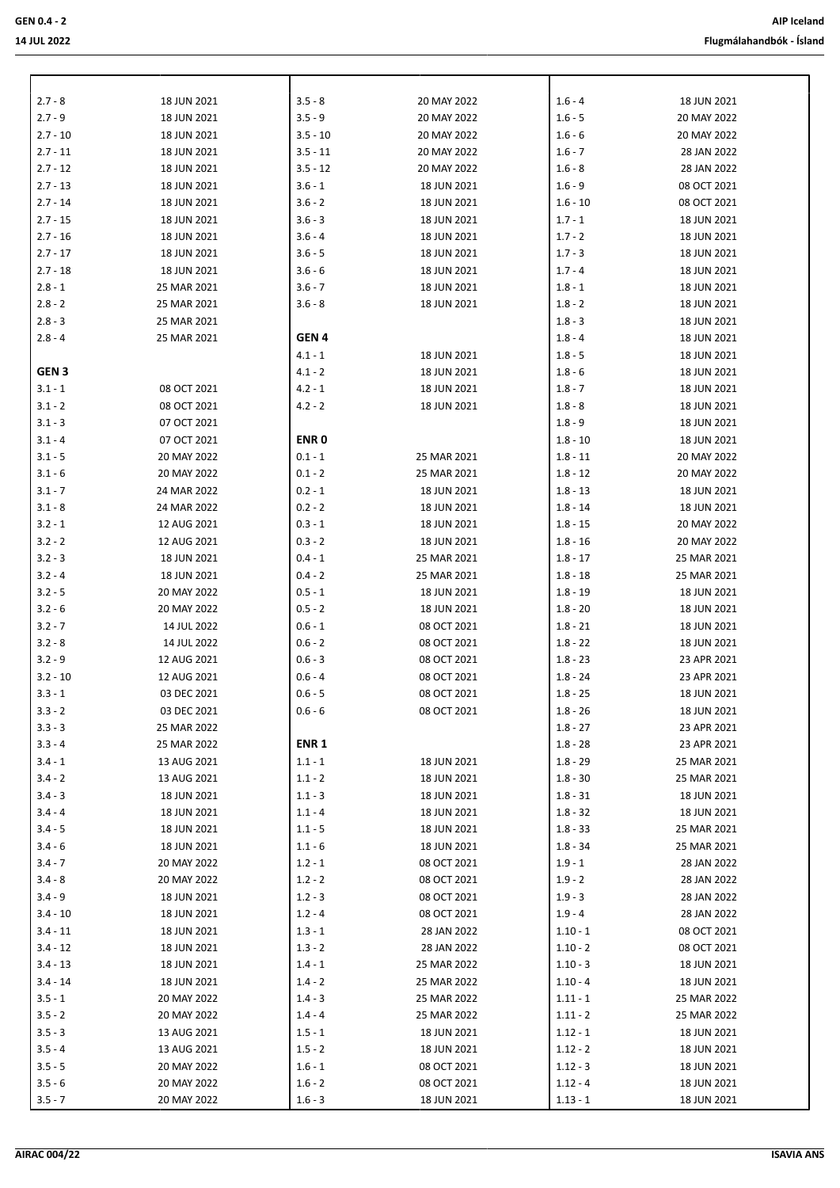| | | | | | |
|---|---|---|---|---|---|
| 2.7 - 8 | 18 JUN 2021 | 3.5 - 8 | 20 MAY 2022 | 1.6 - 4 | 18 JUN 2021 |
| 2.7 - 9 | 18 JUN 2021 | 3.5 - 9 | 20 MAY 2022 | 1.6 - 5 | 20 MAY 2022 |
| 2.7 - 10 | 18 JUN 2021 | 3.5 - 10 | 20 MAY 2022 | 1.6 - 6 | 20 MAY 2022 |
| 2.7 - 11 | 18 JUN 2021 | 3.5 - 11 | 20 MAY 2022 | 1.6 - 7 | 28 JAN 2022 |
| 2.7 - 12 | 18 JUN 2021 | 3.5 - 12 | 20 MAY 2022 | 1.6 - 8 | 28 JAN 2022 |
| 2.7 - 13 | 18 JUN 2021 | 3.6 - 1 | 18 JUN 2021 | 1.6 - 9 | 08 OCT 2021 |
| 2.7 - 14 | 18 JUN 2021 | 3.6 - 2 | 18 JUN 2021 | 1.6 - 10 | 08 OCT 2021 |
| 2.7 - 15 | 18 JUN 2021 | 3.6 - 3 | 18 JUN 2021 | 1.7 - 1 | 18 JUN 2021 |
| 2.7 - 16 | 18 JUN 2021 | 3.6 - 4 | 18 JUN 2021 | 1.7 - 2 | 18 JUN 2021 |
| 2.7 - 17 | 18 JUN 2021 | 3.6 - 5 | 18 JUN 2021 | 1.7 - 3 | 18 JUN 2021 |
| 2.7 - 18 | 18 JUN 2021 | 3.6 - 6 | 18 JUN 2021 | 1.7 - 4 | 18 JUN 2021 |
| 2.8 - 1 | 25 MAR 2021 | 3.6 - 7 | 18 JUN 2021 | 1.8 - 1 | 18 JUN 2021 |
| 2.8 - 2 | 25 MAR 2021 | 3.6 - 8 | 18 JUN 2021 | 1.8 - 2 | 18 JUN 2021 |
| 2.8 - 3 | 25 MAR 2021 | | | 1.8 - 3 | 18 JUN 2021 |
| 2.8 - 4 | 25 MAR 2021 | **GEN 4** | | 1.8 - 4 | 18 JUN 2021 |
| | | 4.1 - 1 | 18 JUN 2021 | 1.8 - 5 | 18 JUN 2021 |
| **GEN 3** | | 4.1 - 2 | 18 JUN 2021 | 1.8 - 6 | 18 JUN 2021 |
| 3.1 - 1 | 08 OCT 2021 | 4.2 - 1 | 18 JUN 2021 | 1.8 - 7 | 18 JUN 2021 |
| 3.1 - 2 | 08 OCT 2021 | 4.2 - 2 | 18 JUN 2021 | 1.8 - 8 | 18 JUN 2021 |
| 3.1 - 3 | 07 OCT 2021 | | | 1.8 - 9 | 18 JUN 2021 |
| 3.1 - 4 | 07 OCT 2021 | **ENR 0** | | 1.8 - 10 | 18 JUN 2021 |
| 3.1 - 5 | 20 MAY 2022 | 0.1 - 1 | 25 MAR 2021 | 1.8 - 11 | 20 MAY 2022 |
| 3.1 - 6 | 20 MAY 2022 | 0.1 - 2 | 25 MAR 2021 | 1.8 - 12 | 20 MAY 2022 |
| 3.1 - 7 | 24 MAR 2022 | 0.2 - 1 | 18 JUN 2021 | 1.8 - 13 | 18 JUN 2021 |
| 3.1 - 8 | 24 MAR 2022 | 0.2 - 2 | 18 JUN 2021 | 1.8 - 14 | 18 JUN 2021 |
| 3.2 - 1 | 12 AUG 2021 | 0.3 - 1 | 18 JUN 2021 | 1.8 - 15 | 20 MAY 2022 |
| 3.2 - 2 | 12 AUG 2021 | 0.3 - 2 | 18 JUN 2021 | 1.8 - 16 | 20 MAY 2022 |
| 3.2 - 3 | 18 JUN 2021 | 0.4 - 1 | 25 MAR 2021 | 1.8 - 17 | 25 MAR 2021 |
| 3.2 - 4 | 18 JUN 2021 | 0.4 - 2 | 25 MAR 2021 | 1.8 - 18 | 25 MAR 2021 |
| 3.2 - 5 | 20 MAY 2022 | 0.5 - 1 | 18 JUN 2021 | 1.8 - 19 | 18 JUN 2021 |
| 3.2 - 6 | 20 MAY 2022 | 0.5 - 2 | 18 JUN 2021 | 1.8 - 20 | 18 JUN 2021 |
| 3.2 - 7 | 14 JUL 2022 | 0.6 - 1 | 08 OCT 2021 | 1.8 - 21 | 18 JUN 2021 |
| 3.2 - 8 | 14 JUL 2022 | 0.6 - 2 | 08 OCT 2021 | 1.8 - 22 | 18 JUN 2021 |
| 3.2 - 9 | 12 AUG 2021 | 0.6 - 3 | 08 OCT 2021 | 1.8 - 23 | 23 APR 2021 |
| 3.2 - 10 | 12 AUG 2021 | 0.6 - 4 | 08 OCT 2021 | 1.8 - 24 | 23 APR 2021 |
| 3.3 - 1 | 03 DEC 2021 | 0.6 - 5 | 08 OCT 2021 | 1.8 - 25 | 18 JUN 2021 |
| 3.3 - 2 | 03 DEC 2021 | 0.6 - 6 | 08 OCT 2021 | 1.8 - 26 | 18 JUN 2021 |
| 3.3 - 3 | 25 MAR 2022 | | | 1.8 - 27 | 23 APR 2021 |
| 3.3 - 4 | 25 MAR 2022 | **ENR 1** | | 1.8 - 28 | 23 APR 2021 |
| 3.4 - 1 | 13 AUG 2021 | 1.1 - 1 | 18 JUN 2021 | 1.8 - 29 | 25 MAR 2021 |
| 3.4 - 2 | 13 AUG 2021 | 1.1 - 2 | 18 JUN 2021 | 1.8 - 30 | 25 MAR 2021 |
| 3.4 - 3 | 18 JUN 2021 | 1.1 - 3 | 18 JUN 2021 | 1.8 - 31 | 18 JUN 2021 |
| 3.4 - 4 | 18 JUN 2021 | 1.1 - 4 | 18 JUN 2021 | 1.8 - 32 | 18 JUN 2021 |
| 3.4 - 5 | 18 JUN 2021 | 1.1 - 5 | 18 JUN 2021 | 1.8 - 33 | 25 MAR 2021 |
| 3.4 - 6 | 18 JUN 2021 | 1.1 - 6 | 18 JUN 2021 | 1.8 - 34 | 25 MAR 2021 |
| 3.4 - 7 | 20 MAY 2022 | 1.2 - 1 | 08 OCT 2021 | 1.9 - 1 | 28 JAN 2022 |
| 3.4 - 8 | 20 MAY 2022 | 1.2 - 2 | 08 OCT 2021 | 1.9 - 2 | 28 JAN 2022 |
| 3.4 - 9 | 18 JUN 2021 | 1.2 - 3 | 08 OCT 2021 | 1.9 - 3 | 28 JAN 2022 |
| 3.4 - 10 | 18 JUN 2021 | 1.2 - 4 | 08 OCT 2021 | 1.9 - 4 | 28 JAN 2022 |
| 3.4 - 11 | 18 JUN 2021 | 1.3 - 1 | 28 JAN 2022 | 1.10 - 1 | 08 OCT 2021 |
| 3.4 - 12 | 18 JUN 2021 | 1.3 - 2 | 28 JAN 2022 | 1.10 - 2 | 08 OCT 2021 |
| 3.4 - 13 | 18 JUN 2021 | 1.4 - 1 | 25 MAR 2022 | 1.10 - 3 | 18 JUN 2021 |
| 3.4 - 14 | 18 JUN 2021 | 1.4 - 2 | 25 MAR 2022 | 1.10 - 4 | 18 JUN 2021 |
| 3.5 - 1 | 20 MAY 2022 | 1.4 - 3 | 25 MAR 2022 | 1.11 - 1 | 25 MAR 2022 |
| 3.5 - 2 | 20 MAY 2022 | 1.4 - 4 | 25 MAR 2022 | 1.11 - 2 | 25 MAR 2022 |
| 3.5 - 3 | 13 AUG 2021 | 1.5 - 1 | 18 JUN 2021 | 1.12 - 1 | 18 JUN 2021 |
| 3.5 - 4 | 13 AUG 2021 | 1.5 - 2 | 18 JUN 2021 | 1.12 - 2 | 18 JUN 2021 |
| 3.5 - 5 | 20 MAY 2022 | 1.6 - 1 | 08 OCT 2021 | 1.12 - 3 | 18 JUN 2021 |
| 3.5 - 6 | 20 MAY 2022 | 1.6 - 2 | 08 OCT 2021 | 1.12 - 4 | 18 JUN 2021 |
| 3.5 - 7 | 20 MAY 2022 | 1.6 - 3 | 18 JUN 2021 | 1.13 - 1 | 18 JUN 2021 |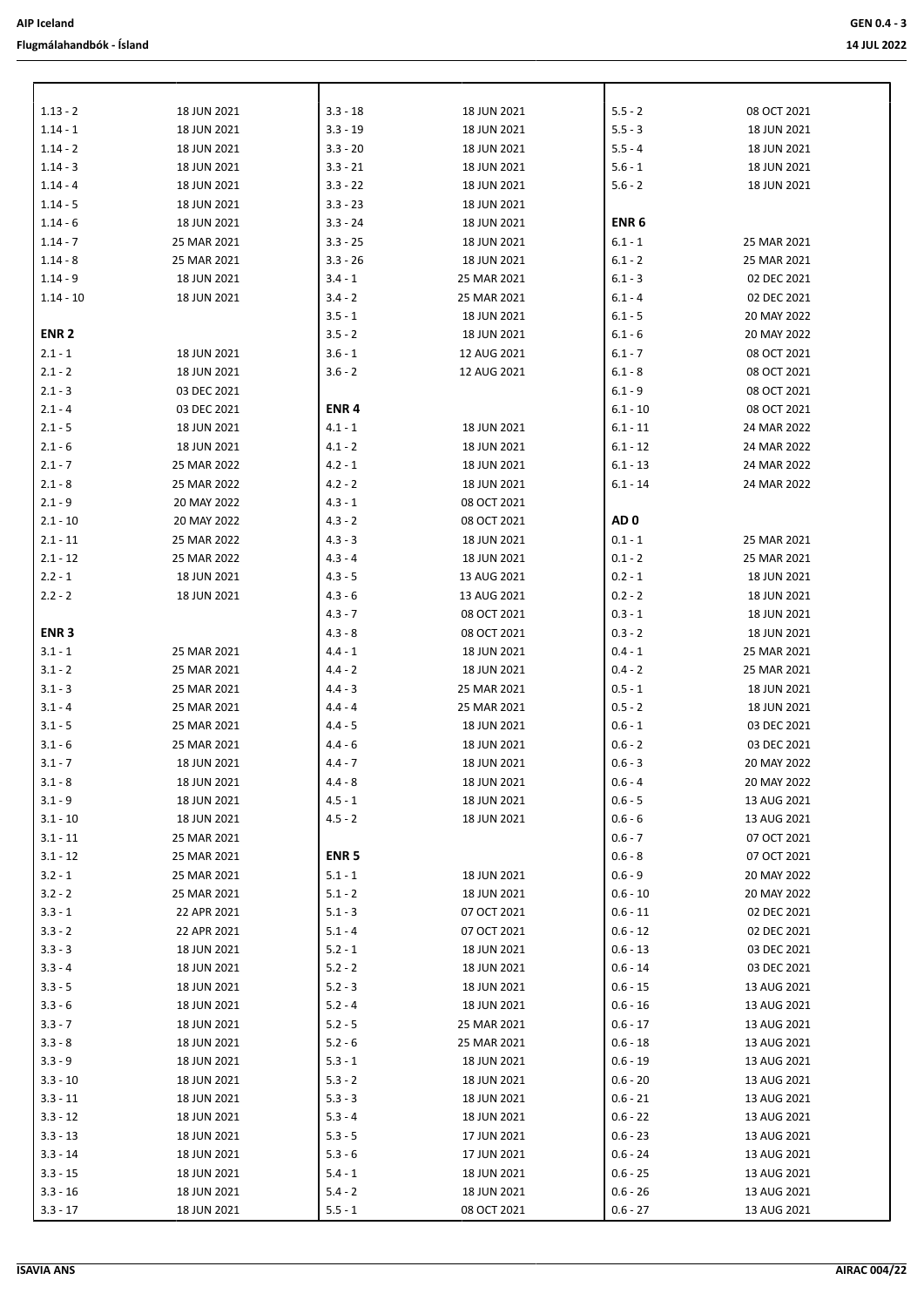| | | | | | |
|---|---|---|---|---|---|
| 1.13 - 2 | 18 JUN 2021 | 3.3 - 18 | 18 JUN 2021 | 5.5 - 2 | 08 OCT 2021 |
| 1.14 - 1 | 18 JUN 2021 | 3.3 - 19 | 18 JUN 2021 | 5.5 - 3 | 18 JUN 2021 |
| 1.14 - 2 | 18 JUN 2021 | 3.3 - 20 | 18 JUN 2021 | 5.5 - 4 | 18 JUN 2021 |
| 1.14 - 3 | 18 JUN 2021 | 3.3 - 21 | 18 JUN 2021 | 5.6 - 1 | 18 JUN 2021 |
| 1.14 - 4 | 18 JUN 2021 | 3.3 - 22 | 18 JUN 2021 | 5.6 - 2 | 18 JUN 2021 |
| 1.14 - 5 | 18 JUN 2021 | 3.3 - 23 | 18 JUN 2021 | | |
| 1.14 - 6 | 18 JUN 2021 | 3.3 - 24 | 18 JUN 2021 | **ENR 6** | |
| 1.14 - 7 | 25 MAR 2021 | 3.3 - 25 | 18 JUN 2021 | 6.1 - 1 | 25 MAR 2021 |
| 1.14 - 8 | 25 MAR 2021 | 3.3 - 26 | 18 JUN 2021 | 6.1 - 2 | 25 MAR 2021 |
| 1.14 - 9 | 18 JUN 2021 | 3.4 - 1 | 25 MAR 2021 | 6.1 - 3 | 02 DEC 2021 |
| 1.14 - 10 | 18 JUN 2021 | 3.4 - 2 | 25 MAR 2021 | 6.1 - 4 | 02 DEC 2021 |
| | | 3.5 - 1 | 18 JUN 2021 | 6.1 - 5 | 20 MAY 2022 |
| **ENR 2** | | 3.5 - 2 | 18 JUN 2021 | 6.1 - 6 | 20 MAY 2022 |
| 2.1 - 1 | 18 JUN 2021 | 3.6 - 1 | 12 AUG 2021 | 6.1 - 7 | 08 OCT 2021 |
| 2.1 - 2 | 18 JUN 2021 | 3.6 - 2 | 12 AUG 2021 | 6.1 - 8 | 08 OCT 2021 |
| 2.1 - 3 | 03 DEC 2021 | | | 6.1 - 9 | 08 OCT 2021 |
| 2.1 - 4 | 03 DEC 2021 | **ENR 4** | | 6.1 - 10 | 08 OCT 2021 |
| 2.1 - 5 | 18 JUN 2021 | 4.1 - 1 | 18 JUN 2021 | 6.1 - 11 | 24 MAR 2022 |
| 2.1 - 6 | 18 JUN 2021 | 4.1 - 2 | 18 JUN 2021 | 6.1 - 12 | 24 MAR 2022 |
| 2.1 - 7 | 25 MAR 2022 | 4.2 - 1 | 18 JUN 2021 | 6.1 - 13 | 24 MAR 2022 |
| 2.1 - 8 | 25 MAR 2022 | 4.2 - 2 | 18 JUN 2021 | 6.1 - 14 | 24 MAR 2022 |
| 2.1 - 9 | 20 MAY 2022 | 4.3 - 1 | 08 OCT 2021 | | |
| 2.1 - 10 | 20 MAY 2022 | 4.3 - 2 | 08 OCT 2021 | **AD 0** | |
| 2.1 - 11 | 25 MAR 2022 | 4.3 - 3 | 18 JUN 2021 | 0.1 - 1 | 25 MAR 2021 |
| 2.1 - 12 | 25 MAR 2022 | 4.3 - 4 | 18 JUN 2021 | 0.1 - 2 | 25 MAR 2021 |
| 2.2 - 1 | 18 JUN 2021 | 4.3 - 5 | 13 AUG 2021 | 0.2 - 1 | 18 JUN 2021 |
| 2.2 - 2 | 18 JUN 2021 | 4.3 - 6 | 13 AUG 2021 | 0.2 - 2 | 18 JUN 2021 |
| | | 4.3 - 7 | 08 OCT 2021 | 0.3 - 1 | 18 JUN 2021 |
| **ENR 3** | | 4.3 - 8 | 08 OCT 2021 | 0.3 - 2 | 18 JUN 2021 |
| 3.1 - 1 | 25 MAR 2021 | 4.4 - 1 | 18 JUN 2021 | 0.4 - 1 | 25 MAR 2021 |
| 3.1 - 2 | 25 MAR 2021 | 4.4 - 2 | 18 JUN 2021 | 0.4 - 2 | 25 MAR 2021 |
| 3.1 - 3 | 25 MAR 2021 | 4.4 - 3 | 25 MAR 2021 | 0.5 - 1 | 18 JUN 2021 |
| 3.1 - 4 | 25 MAR 2021 | 4.4 - 4 | 25 MAR 2021 | 0.5 - 2 | 18 JUN 2021 |
| 3.1 - 5 | 25 MAR 2021 | 4.4 - 5 | 18 JUN 2021 | 0.6 - 1 | 03 DEC 2021 |
| 3.1 - 6 | 25 MAR 2021 | 4.4 - 6 | 18 JUN 2021 | 0.6 - 2 | 03 DEC 2021 |
| 3.1 - 7 | 18 JUN 2021 | 4.4 - 7 | 18 JUN 2021 | 0.6 - 3 | 20 MAY 2022 |
| 3.1 - 8 | 18 JUN 2021 | 4.4 - 8 | 18 JUN 2021 | 0.6 - 4 | 20 MAY 2022 |
| 3.1 - 9 | 18 JUN 2021 | 4.5 - 1 | 18 JUN 2021 | 0.6 - 5 | 13 AUG 2021 |
| 3.1 - 10 | 18 JUN 2021 | 4.5 - 2 | 18 JUN 2021 | 0.6 - 6 | 13 AUG 2021 |
| 3.1 - 11 | 25 MAR 2021 | | | 0.6 - 7 | 07 OCT 2021 |
| 3.1 - 12 | 25 MAR 2021 | **ENR 5** | | 0.6 - 8 | 07 OCT 2021 |
| 3.2 - 1 | 25 MAR 2021 | 5.1 - 1 | 18 JUN 2021 | 0.6 - 9 | 20 MAY 2022 |
| 3.2 - 2 | 25 MAR 2021 | 5.1 - 2 | 18 JUN 2021 | 0.6 - 10 | 20 MAY 2022 |
| 3.3 - 1 | 22 APR 2021 | 5.1 - 3 | 07 OCT 2021 | 0.6 - 11 | 02 DEC 2021 |
| 3.3 - 2 | 22 APR 2021 | 5.1 - 4 | 07 OCT 2021 | 0.6 - 12 | 02 DEC 2021 |
| 3.3 - 3 | 18 JUN 2021 | 5.2 - 1 | 18 JUN 2021 | 0.6 - 13 | 03 DEC 2021 |
| 3.3 - 4 | 18 JUN 2021 | 5.2 - 2 | 18 JUN 2021 | 0.6 - 14 | 03 DEC 2021 |
| 3.3 - 5 | 18 JUN 2021 | 5.2 - 3 | 18 JUN 2021 | 0.6 - 15 | 13 AUG 2021 |
| 3.3 - 6 | 18 JUN 2021 | 5.2 - 4 | 18 JUN 2021 | 0.6 - 16 | 13 AUG 2021 |
| 3.3 - 7 | 18 JUN 2021 | 5.2 - 5 | 25 MAR 2021 | 0.6 - 17 | 13 AUG 2021 |
| 3.3 - 8 | 18 JUN 2021 | 5.2 - 6 | 25 MAR 2021 | 0.6 - 18 | 13 AUG 2021 |
| 3.3 - 9 | 18 JUN 2021 | 5.3 - 1 | 18 JUN 2021 | 0.6 - 19 | 13 AUG 2021 |
| 3.3 - 10 | 18 JUN 2021 | 5.3 - 2 | 18 JUN 2021 | 0.6 - 20 | 13 AUG 2021 |
| 3.3 - 11 | 18 JUN 2021 | 5.3 - 3 | 18 JUN 2021 | 0.6 - 21 | 13 AUG 2021 |
| 3.3 - 12 | 18 JUN 2021 | 5.3 - 4 | 18 JUN 2021 | 0.6 - 22 | 13 AUG 2021 |
| 3.3 - 13 | 18 JUN 2021 | 5.3 - 5 | 17 JUN 2021 | 0.6 - 23 | 13 AUG 2021 |
| 3.3 - 14 | 18 JUN 2021 | 5.3 - 6 | 17 JUN 2021 | 0.6 - 24 | 13 AUG 2021 |
| 3.3 - 15 | 18 JUN 2021 | 5.4 - 1 | 18 JUN 2021 | 0.6 - 25 | 13 AUG 2021 |
| 3.3 - 16 | 18 JUN 2021 | 5.4 - 2 | 18 JUN 2021 | 0.6 - 26 | 13 AUG 2021 |
| 3.3 - 17 | 18 JUN 2021 | 5.5 - 1 | 08 OCT 2021 | 0.6 - 27 | 13 AUG 2021 |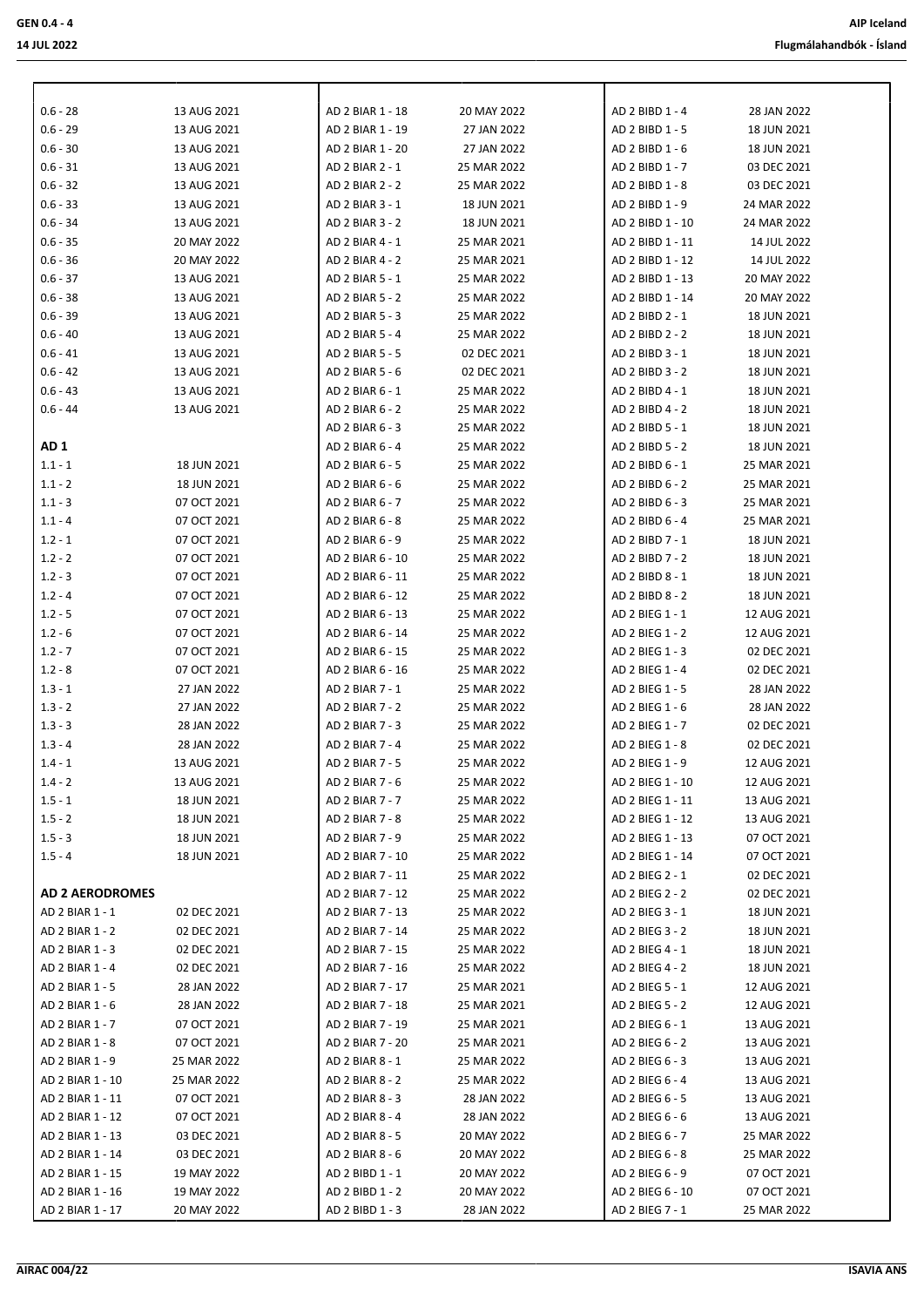| | |
|---|---|
| 0.6 - 28 | 13 AUG 2021 |
| 0.6 - 29 | 13 AUG 2021 |
| 0.6 - 30 | 13 AUG 2021 |
| 0.6 - 31 | 13 AUG 2021 |
| 0.6 - 32 | 13 AUG 2021 |
| 0.6 - 33 | 13 AUG 2021 |
| 0.6 - 34 | 13 AUG 2021 |
| 0.6 - 35 | 20 MAY 2022 |
| 0.6 - 36 | 20 MAY 2022 |
| 0.6 - 37 | 13 AUG 2021 |
| 0.6 - 38 | 13 AUG 2021 |
| 0.6 - 39 | 13 AUG 2021 |
| 0.6 - 40 | 13 AUG 2021 |
| 0.6 - 41 | 13 AUG 2021 |
| 0.6 - 42 | 13 AUG 2021 |
| 0.6 - 43 | 13 AUG 2021 |
| 0.6 - 44 | 13 AUG 2021 |

**AD 1**

| | |
|---|---|
| 1.1 - 1 | 18 JUN 2021 |
| 1.1 - 2 | 18 JUN 2021 |
| 1.1 - 3 | 07 OCT 2021 |
| 1.1 - 4 | 07 OCT 2021 |
| 1.2 - 1 | 07 OCT 2021 |
| 1.2 - 2 | 07 OCT 2021 |
| 1.2 - 3 | 07 OCT 2021 |
| 1.2 - 4 | 07 OCT 2021 |
| 1.2 - 5 | 07 OCT 2021 |
| 1.2 - 6 | 07 OCT 2021 |
| 1.2 - 7 | 07 OCT 2021 |
| 1.2 - 8 | 07 OCT 2021 |
| 1.3 - 1 | 27 JAN 2022 |
| 1.3 - 2 | 27 JAN 2022 |
| 1.3 - 3 | 28 JAN 2022 |
| 1.3 - 4 | 28 JAN 2022 |
| 1.4 - 1 | 13 AUG 2021 |
| 1.4 - 2 | 13 AUG 2021 |
| 1.5 - 1 | 18 JUN 2021 |
| 1.5 - 2 | 18 JUN 2021 |
| 1.5 - 3 | 18 JUN 2021 |
| 1.5 - 4 | 18 JUN 2021 |

**AD 2 AERODROMES**

| | |
|---|---|
| AD 2 BIAR 1 - 1 | 02 DEC 2021 |
| AD 2 BIAR 1 - 2 | 02 DEC 2021 |
| AD 2 BIAR 1 - 3 | 02 DEC 2021 |
| AD 2 BIAR 1 - 4 | 02 DEC 2021 |
| AD 2 BIAR 1 - 5 | 28 JAN 2022 |
| AD 2 BIAR 1 - 6 | 28 JAN 2022 |
| AD 2 BIAR 1 - 7 | 07 OCT 2021 |
| AD 2 BIAR 1 - 8 | 07 OCT 2021 |
| AD 2 BIAR 1 - 9 | 25 MAR 2022 |
| AD 2 BIAR 1 - 10 | 25 MAR 2022 |
| AD 2 BIAR 1 - 11 | 07 OCT 2021 |
| AD 2 BIAR 1 - 12 | 07 OCT 2021 |
| AD 2 BIAR 1 - 13 | 03 DEC 2021 |
| AD 2 BIAR 1 - 14 | 03 DEC 2021 |
| AD 2 BIAR 1 - 15 | 19 MAY 2022 |
| AD 2 BIAR 1 - 16 | 19 MAY 2022 |
| AD 2 BIAR 1 - 17 | 20 MAY 2022 |
| AD 2 BIAR 1 - 18 | 20 MAY 2022 |
| AD 2 BIAR 1 - 19 | 27 JAN 2022 |
| AD 2 BIAR 1 - 20 | 27 JAN 2022 |
| AD 2 BIAR 2 - 1 | 25 MAR 2022 |
| AD 2 BIAR 2 - 2 | 25 MAR 2022 |
| AD 2 BIAR 3 - 1 | 18 JUN 2021 |
| AD 2 BIAR 3 - 2 | 18 JUN 2021 |
| AD 2 BIAR 4 - 1 | 25 MAR 2021 |
| AD 2 BIAR 4 - 2 | 25 MAR 2021 |
| AD 2 BIAR 5 - 1 | 25 MAR 2022 |
| AD 2 BIAR 5 - 2 | 25 MAR 2022 |
| AD 2 BIAR 5 - 3 | 25 MAR 2022 |
| AD 2 BIAR 5 - 4 | 25 MAR 2022 |
| AD 2 BIAR 5 - 5 | 02 DEC 2021 |
| AD 2 BIAR 5 - 6 | 02 DEC 2021 |
| AD 2 BIAR 6 - 1 | 25 MAR 2022 |
| AD 2 BIAR 6 - 2 | 25 MAR 2022 |
| AD 2 BIAR 6 - 3 | 25 MAR 2022 |
| AD 2 BIAR 6 - 4 | 25 MAR 2022 |
| AD 2 BIAR 6 - 5 | 25 MAR 2022 |
| AD 2 BIAR 6 - 6 | 25 MAR 2022 |
| AD 2 BIAR 6 - 7 | 25 MAR 2022 |
| AD 2 BIAR 6 - 8 | 25 MAR 2022 |
| AD 2 BIAR 6 - 9 | 25 MAR 2022 |
| AD 2 BIAR 6 - 10 | 25 MAR 2022 |
| AD 2 BIAR 6 - 11 | 25 MAR 2022 |
| AD 2 BIAR 6 - 12 | 25 MAR 2022 |
| AD 2 BIAR 6 - 13 | 25 MAR 2022 |
| AD 2 BIAR 6 - 14 | 25 MAR 2022 |
| AD 2 BIAR 6 - 15 | 25 MAR 2022 |
| AD 2 BIAR 6 - 16 | 25 MAR 2022 |
| AD 2 BIAR 7 - 1 | 25 MAR 2022 |
| AD 2 BIAR 7 - 2 | 25 MAR 2022 |
| AD 2 BIAR 7 - 3 | 25 MAR 2022 |
| AD 2 BIAR 7 - 4 | 25 MAR 2022 |
| AD 2 BIAR 7 - 5 | 25 MAR 2022 |
| AD 2 BIAR 7 - 6 | 25 MAR 2022 |
| AD 2 BIAR 7 - 7 | 25 MAR 2022 |
| AD 2 BIAR 7 - 8 | 25 MAR 2022 |
| AD 2 BIAR 7 - 9 | 25 MAR 2022 |
| AD 2 BIAR 7 - 10 | 25 MAR 2022 |
| AD 2 BIAR 7 - 11 | 25 MAR 2022 |
| AD 2 BIAR 7 - 12 | 25 MAR 2022 |
| AD 2 BIAR 7 - 13 | 25 MAR 2022 |
| AD 2 BIAR 7 - 14 | 25 MAR 2022 |
| AD 2 BIAR 7 - 15 | 25 MAR 2022 |
| AD 2 BIAR 7 - 16 | 25 MAR 2022 |
| AD 2 BIAR 7 - 17 | 25 MAR 2021 |
| AD 2 BIAR 7 - 18 | 25 MAR 2021 |
| AD 2 BIAR 7 - 19 | 25 MAR 2021 |
| AD 2 BIAR 7 - 20 | 25 MAR 2021 |
| AD 2 BIAR 8 - 1 | 25 MAR 2022 |
| AD 2 BIAR 8 - 2 | 25 MAR 2022 |
| AD 2 BIAR 8 - 3 | 28 JAN 2022 |
| AD 2 BIAR 8 - 4 | 28 JAN 2022 |
| AD 2 BIAR 8 - 5 | 20 MAY 2022 |
| AD 2 BIAR 8 - 6 | 20 MAY 2022 |
| AD 2 BIBD 1 - 1 | 20 MAY 2022 |
| AD 2 BIBD 1 - 2 | 20 MAY 2022 |
| AD 2 BIBD 1 - 3 | 28 JAN 2022 |
| AD 2 BIBD 1 - 4 | 28 JAN 2022 |
| AD 2 BIBD 1 - 5 | 18 JUN 2021 |
| AD 2 BIBD 1 - 6 | 18 JUN 2021 |
| AD 2 BIBD 1 - 7 | 03 DEC 2021 |
| AD 2 BIBD 1 - 8 | 03 DEC 2021 |
| AD 2 BIBD 1 - 9 | 24 MAR 2022 |
| AD 2 BIBD 1 - 10 | 24 MAR 2022 |
| AD 2 BIBD 1 - 11 | 14 JUL 2022 |
| AD 2 BIBD 1 - 12 | 14 JUL 2022 |
| AD 2 BIBD 1 - 13 | 20 MAY 2022 |
| AD 2 BIBD 1 - 14 | 20 MAY 2022 |
| AD 2 BIBD 2 - 1 | 18 JUN 2021 |
| AD 2 BIBD 2 - 2 | 18 JUN 2021 |
| AD 2 BIBD 3 - 1 | 18 JUN 2021 |
| AD 2 BIBD 3 - 2 | 18 JUN 2021 |
| AD 2 BIBD 4 - 1 | 18 JUN 2021 |
| AD 2 BIBD 4 - 2 | 18 JUN 2021 |
| AD 2 BIBD 5 - 1 | 18 JUN 2021 |
| AD 2 BIBD 5 - 2 | 18 JUN 2021 |
| AD 2 BIBD 6 - 1 | 25 MAR 2021 |
| AD 2 BIBD 6 - 2 | 25 MAR 2021 |
| AD 2 BIBD 6 - 3 | 25 MAR 2021 |
| AD 2 BIBD 6 - 4 | 25 MAR 2021 |
| AD 2 BIBD 7 - 1 | 18 JUN 2021 |
| AD 2 BIBD 7 - 2 | 18 JUN 2021 |
| AD 2 BIBD 8 - 1 | 18 JUN 2021 |
| AD 2 BIBD 8 - 2 | 18 JUN 2021 |
| AD 2 BIEG 1 - 1 | 12 AUG 2021 |
| AD 2 BIEG 1 - 2 | 12 AUG 2021 |
| AD 2 BIEG 1 - 3 | 02 DEC 2021 |
| AD 2 BIEG 1 - 4 | 02 DEC 2021 |
| AD 2 BIEG 1 - 5 | 28 JAN 2022 |
| AD 2 BIEG 1 - 6 | 28 JAN 2022 |
| AD 2 BIEG 1 - 7 | 02 DEC 2021 |
| AD 2 BIEG 1 - 8 | 02 DEC 2021 |
| AD 2 BIEG 1 - 9 | 12 AUG 2021 |
| AD 2 BIEG 1 - 10 | 12 AUG 2021 |
| AD 2 BIEG 1 - 11 | 13 AUG 2021 |
| AD 2 BIEG 1 - 12 | 13 AUG 2021 |
| AD 2 BIEG 1 - 13 | 07 OCT 2021 |
| AD 2 BIEG 1 - 14 | 07 OCT 2021 |
| AD 2 BIEG 2 - 1 | 02 DEC 2021 |
| AD 2 BIEG 2 - 2 | 02 DEC 2021 |
| AD 2 BIEG 3 - 1 | 18 JUN 2021 |
| AD 2 BIEG 3 - 2 | 18 JUN 2021 |
| AD 2 BIEG 4 - 1 | 18 JUN 2021 |
| AD 2 BIEG 4 - 2 | 18 JUN 2021 |
| AD 2 BIEG 5 - 1 | 12 AUG 2021 |
| AD 2 BIEG 5 - 2 | 12 AUG 2021 |
| AD 2 BIEG 6 - 1 | 13 AUG 2021 |
| AD 2 BIEG 6 - 2 | 13 AUG 2021 |
| AD 2 BIEG 6 - 3 | 13 AUG 2021 |
| AD 2 BIEG 6 - 4 | 13 AUG 2021 |
| AD 2 BIEG 6 - 5 | 13 AUG 2021 |
| AD 2 BIEG 6 - 6 | 13 AUG 2021 |
| AD 2 BIEG 6 - 7 | 25 MAR 2022 |
| AD 2 BIEG 6 - 8 | 25 MAR 2022 |
| AD 2 BIEG 6 - 9 | 07 OCT 2021 |
| AD 2 BIEG 6 - 10 | 07 OCT 2021 |
| AD 2 BIEG 7 - 1 | 25 MAR 2022 |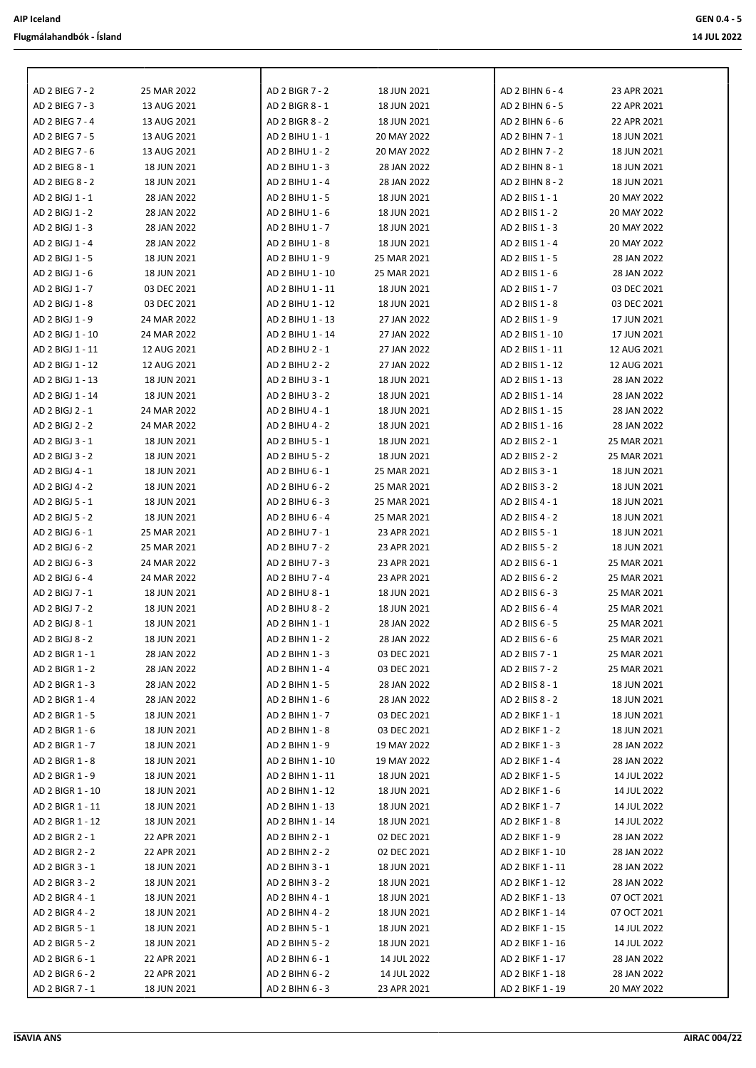| | | | | | |
|---|---|---|---|---|---|
| AD 2 BIEG 7 - 2 | 25 MAR 2022 | AD 2 BIGR 7 - 2 | 18 JUN 2021 | AD 2 BIHN 6 - 4 | 23 APR 2021 |
| AD 2 BIEG 7 - 3 | 13 AUG 2021 | AD 2 BIGR 8 - 1 | 18 JUN 2021 | AD 2 BIHN 6 - 5 | 22 APR 2021 |
| AD 2 BIEG 7 - 4 | 13 AUG 2021 | AD 2 BIGR 8 - 2 | 18 JUN 2021 | AD 2 BIHN 6 - 6 | 22 APR 2021 |
| AD 2 BIEG 7 - 5 | 13 AUG 2021 | AD 2 BIHU 1 - 1 | 20 MAY 2022 | AD 2 BIHN 7 - 1 | 18 JUN 2021 |
| AD 2 BIEG 7 - 6 | 13 AUG 2021 | AD 2 BIHU 1 - 2 | 20 MAY 2022 | AD 2 BIHN 7 - 2 | 18 JUN 2021 |
| AD 2 BIEG 8 - 1 | 18 JUN 2021 | AD 2 BIHU 1 - 3 | 28 JAN 2022 | AD 2 BIHN 8 - 1 | 18 JUN 2021 |
| AD 2 BIEG 8 - 2 | 18 JUN 2021 | AD 2 BIHU 1 - 4 | 28 JAN 2022 | AD 2 BIHN 8 - 2 | 18 JUN 2021 |
| AD 2 BIGJ 1 - 1 | 28 JAN 2022 | AD 2 BIHU 1 - 5 | 18 JUN 2021 | AD 2 BIIS 1 - 1 | 20 MAY 2022 |
| AD 2 BIGJ 1 - 2 | 28 JAN 2022 | AD 2 BIHU 1 - 6 | 18 JUN 2021 | AD 2 BIIS 1 - 2 | 20 MAY 2022 |
| AD 2 BIGJ 1 - 3 | 28 JAN 2022 | AD 2 BIHU 1 - 7 | 18 JUN 2021 | AD 2 BIIS 1 - 3 | 20 MAY 2022 |
| AD 2 BIGJ 1 - 4 | 28 JAN 2022 | AD 2 BIHU 1 - 8 | 18 JUN 2021 | AD 2 BIIS 1 - 4 | 20 MAY 2022 |
| AD 2 BIGJ 1 - 5 | 18 JUN 2021 | AD 2 BIHU 1 - 9 | 25 MAR 2021 | AD 2 BIIS 1 - 5 | 28 JAN 2022 |
| AD 2 BIGJ 1 - 6 | 18 JUN 2021 | AD 2 BIHU 1 - 10 | 25 MAR 2021 | AD 2 BIIS 1 - 6 | 28 JAN 2022 |
| AD 2 BIGJ 1 - 7 | 03 DEC 2021 | AD 2 BIHU 1 - 11 | 18 JUN 2021 | AD 2 BIIS 1 - 7 | 03 DEC 2021 |
| AD 2 BIGJ 1 - 8 | 03 DEC 2021 | AD 2 BIHU 1 - 12 | 18 JUN 2021 | AD 2 BIIS 1 - 8 | 03 DEC 2021 |
| AD 2 BIGJ 1 - 9 | 24 MAR 2022 | AD 2 BIHU 1 - 13 | 27 JAN 2022 | AD 2 BIIS 1 - 9 | 17 JUN 2021 |
| AD 2 BIGJ 1 - 10 | 24 MAR 2022 | AD 2 BIHU 1 - 14 | 27 JAN 2022 | AD 2 BIIS 1 - 10 | 17 JUN 2021 |
| AD 2 BIGJ 1 - 11 | 12 AUG 2021 | AD 2 BIHU 2 - 1 | 27 JAN 2022 | AD 2 BIIS 1 - 11 | 12 AUG 2021 |
| AD 2 BIGJ 1 - 12 | 12 AUG 2021 | AD 2 BIHU 2 - 2 | 27 JAN 2022 | AD 2 BIIS 1 - 12 | 12 AUG 2021 |
| AD 2 BIGJ 1 - 13 | 18 JUN 2021 | AD 2 BIHU 3 - 1 | 18 JUN 2021 | AD 2 BIIS 1 - 13 | 28 JAN 2022 |
| AD 2 BIGJ 1 - 14 | 18 JUN 2021 | AD 2 BIHU 3 - 2 | 18 JUN 2021 | AD 2 BIIS 1 - 14 | 28 JAN 2022 |
| AD 2 BIGJ 2 - 1 | 24 MAR 2022 | AD 2 BIHU 4 - 1 | 18 JUN 2021 | AD 2 BIIS 1 - 15 | 28 JAN 2022 |
| AD 2 BIGJ 2 - 2 | 24 MAR 2022 | AD 2 BIHU 4 - 2 | 18 JUN 2021 | AD 2 BIIS 1 - 16 | 28 JAN 2022 |
| AD 2 BIGJ 3 - 1 | 18 JUN 2021 | AD 2 BIHU 5 - 1 | 18 JUN 2021 | AD 2 BIIS 2 - 1 | 25 MAR 2021 |
| AD 2 BIGJ 3 - 2 | 18 JUN 2021 | AD 2 BIHU 5 - 2 | 18 JUN 2021 | AD 2 BIIS 2 - 2 | 25 MAR 2021 |
| AD 2 BIGJ 4 - 1 | 18 JUN 2021 | AD 2 BIHU 6 - 1 | 25 MAR 2021 | AD 2 BIIS 3 - 1 | 18 JUN 2021 |
| AD 2 BIGJ 4 - 2 | 18 JUN 2021 | AD 2 BIHU 6 - 2 | 25 MAR 2021 | AD 2 BIIS 3 - 2 | 18 JUN 2021 |
| AD 2 BIGJ 5 - 1 | 18 JUN 2021 | AD 2 BIHU 6 - 3 | 25 MAR 2021 | AD 2 BIIS 4 - 1 | 18 JUN 2021 |
| AD 2 BIGJ 5 - 2 | 18 JUN 2021 | AD 2 BIHU 6 - 4 | 25 MAR 2021 | AD 2 BIIS 4 - 2 | 18 JUN 2021 |
| AD 2 BIGJ 6 - 1 | 25 MAR 2021 | AD 2 BIHU 7 - 1 | 23 APR 2021 | AD 2 BIIS 5 - 1 | 18 JUN 2021 |
| AD 2 BIGJ 6 - 2 | 25 MAR 2021 | AD 2 BIHU 7 - 2 | 23 APR 2021 | AD 2 BIIS 5 - 2 | 18 JUN 2021 |
| AD 2 BIGJ 6 - 3 | 24 MAR 2022 | AD 2 BIHU 7 - 3 | 23 APR 2021 | AD 2 BIIS 6 - 1 | 25 MAR 2021 |
| AD 2 BIGJ 6 - 4 | 24 MAR 2022 | AD 2 BIHU 7 - 4 | 23 APR 2021 | AD 2 BIIS 6 - 2 | 25 MAR 2021 |
| AD 2 BIGJ 7 - 1 | 18 JUN 2021 | AD 2 BIHU 8 - 1 | 18 JUN 2021 | AD 2 BIIS 6 - 3 | 25 MAR 2021 |
| AD 2 BIGJ 7 - 2 | 18 JUN 2021 | AD 2 BIHU 8 - 2 | 18 JUN 2021 | AD 2 BIIS 6 - 4 | 25 MAR 2021 |
| AD 2 BIGJ 8 - 1 | 18 JUN 2021 | AD 2 BIHN 1 - 1 | 28 JAN 2022 | AD 2 BIIS 6 - 5 | 25 MAR 2021 |
| AD 2 BIGJ 8 - 2 | 18 JUN 2021 | AD 2 BIHN 1 - 2 | 28 JAN 2022 | AD 2 BIIS 6 - 6 | 25 MAR 2021 |
| AD 2 BIGR 1 - 1 | 28 JAN 2022 | AD 2 BIHN 1 - 3 | 03 DEC 2021 | AD 2 BIIS 7 - 1 | 25 MAR 2021 |
| AD 2 BIGR 1 - 2 | 28 JAN 2022 | AD 2 BIHN 1 - 4 | 03 DEC 2021 | AD 2 BIIS 7 - 2 | 25 MAR 2021 |
| AD 2 BIGR 1 - 3 | 28 JAN 2022 | AD 2 BIHN 1 - 5 | 28 JAN 2022 | AD 2 BIIS 8 - 1 | 18 JUN 2021 |
| AD 2 BIGR 1 - 4 | 28 JAN 2022 | AD 2 BIHN 1 - 6 | 28 JAN 2022 | AD 2 BIIS 8 - 2 | 18 JUN 2021 |
| AD 2 BIGR 1 - 5 | 18 JUN 2021 | AD 2 BIHN 1 - 7 | 03 DEC 2021 | AD 2 BIKF 1 - 1 | 18 JUN 2021 |
| AD 2 BIGR 1 - 6 | 18 JUN 2021 | AD 2 BIHN 1 - 8 | 03 DEC 2021 | AD 2 BIKF 1 - 2 | 18 JUN 2021 |
| AD 2 BIGR 1 - 7 | 18 JUN 2021 | AD 2 BIHN 1 - 9 | 19 MAY 2022 | AD 2 BIKF 1 - 3 | 28 JAN 2022 |
| AD 2 BIGR 1 - 8 | 18 JUN 2021 | AD 2 BIHN 1 - 10 | 19 MAY 2022 | AD 2 BIKF 1 - 4 | 28 JAN 2022 |
| AD 2 BIGR 1 - 9 | 18 JUN 2021 | AD 2 BIHN 1 - 11 | 18 JUN 2021 | AD 2 BIKF 1 - 5 | 14 JUL 2022 |
| AD 2 BIGR 1 - 10 | 18 JUN 2021 | AD 2 BIHN 1 - 12 | 18 JUN 2021 | AD 2 BIKF 1 - 6 | 14 JUL 2022 |
| AD 2 BIGR 1 - 11 | 18 JUN 2021 | AD 2 BIHN 1 - 13 | 18 JUN 2021 | AD 2 BIKF 1 - 7 | 14 JUL 2022 |
| AD 2 BIGR 1 - 12 | 18 JUN 2021 | AD 2 BIHN 1 - 14 | 18 JUN 2021 | AD 2 BIKF 1 - 8 | 14 JUL 2022 |
| AD 2 BIGR 2 - 1 | 22 APR 2021 | AD 2 BIHN 2 - 1 | 02 DEC 2021 | AD 2 BIKF 1 - 9 | 28 JAN 2022 |
| AD 2 BIGR 2 - 2 | 22 APR 2021 | AD 2 BIHN 2 - 2 | 02 DEC 2021 | AD 2 BIKF 1 - 10 | 28 JAN 2022 |
| AD 2 BIGR 3 - 1 | 18 JUN 2021 | AD 2 BIHN 3 - 1 | 18 JUN 2021 | AD 2 BIKF 1 - 11 | 28 JAN 2022 |
| AD 2 BIGR 3 - 2 | 18 JUN 2021 | AD 2 BIHN 3 - 2 | 18 JUN 2021 | AD 2 BIKF 1 - 12 | 28 JAN 2022 |
| AD 2 BIGR 4 - 1 | 18 JUN 2021 | AD 2 BIHN 4 - 1 | 18 JUN 2021 | AD 2 BIKF 1 - 13 | 07 OCT 2021 |
| AD 2 BIGR 4 - 2 | 18 JUN 2021 | AD 2 BIHN 4 - 2 | 18 JUN 2021 | AD 2 BIKF 1 - 14 | 07 OCT 2021 |
| AD 2 BIGR 5 - 1 | 18 JUN 2021 | AD 2 BIHN 5 - 1 | 18 JUN 2021 | AD 2 BIKF 1 - 15 | 14 JUL 2022 |
| AD 2 BIGR 5 - 2 | 18 JUN 2021 | AD 2 BIHN 5 - 2 | 18 JUN 2021 | AD 2 BIKF 1 - 16 | 14 JUL 2022 |
| AD 2 BIGR 6 - 1 | 22 APR 2021 | AD 2 BIHN 6 - 1 | 14 JUL 2022 | AD 2 BIKF 1 - 17 | 28 JAN 2022 |
| AD 2 BIGR 6 - 2 | 22 APR 2021 | AD 2 BIHN 6 - 2 | 14 JUL 2022 | AD 2 BIKF 1 - 18 | 28 JAN 2022 |
| AD 2 BIGR 7 - 1 | 18 JUN 2021 | AD 2 BIHN 6 - 3 | 23 APR 2021 | AD 2 BIKF 1 - 19 | 20 MAY 2022 |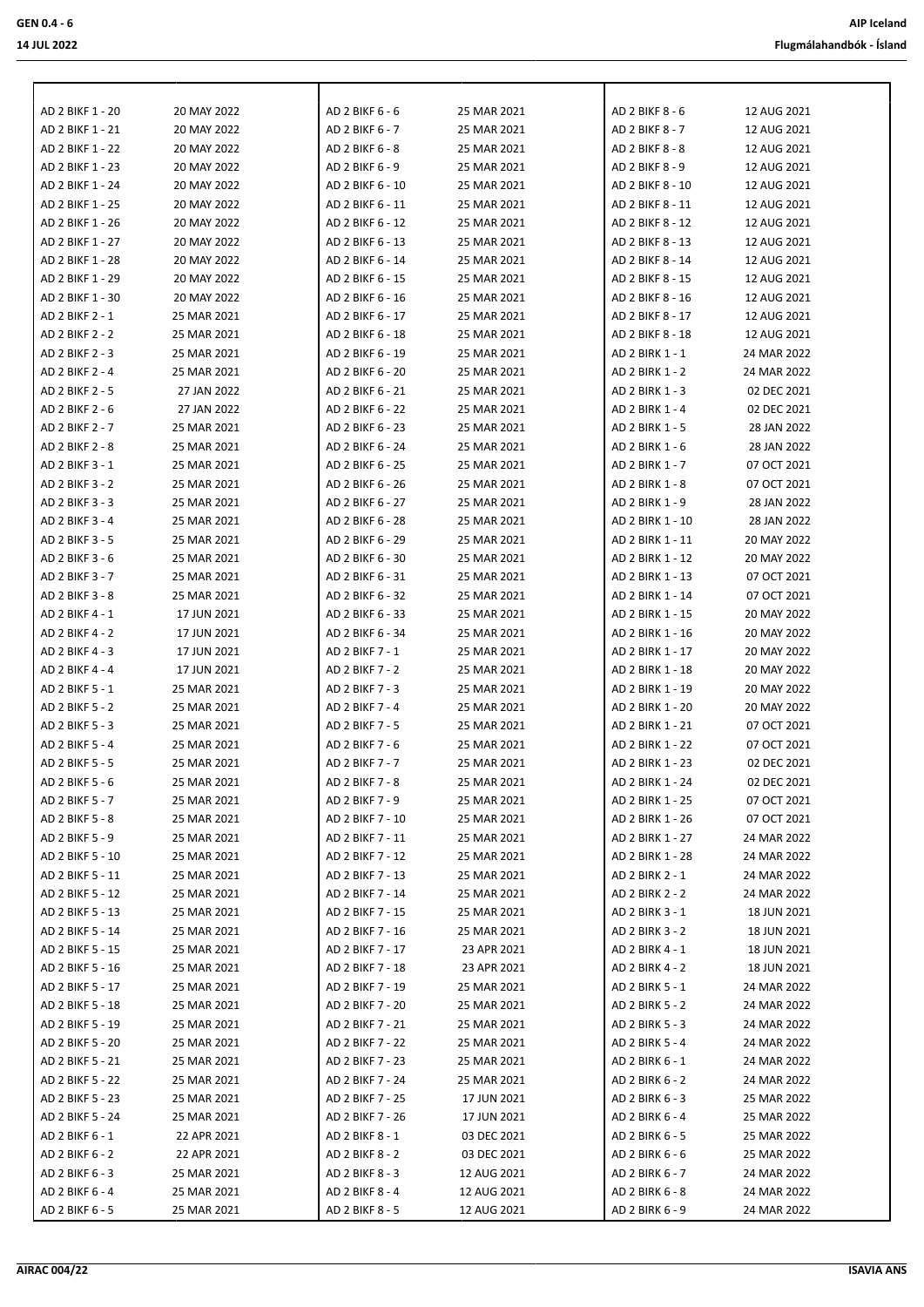| | | | | | |
|---|---|---|---|---|---|
| AD 2 BIKF 1 - 20 | 20 MAY 2022 | AD 2 BIKF 6 - 6 | 25 MAR 2021 | AD 2 BIKF 8 - 6 | 12 AUG 2021 |
| AD 2 BIKF 1 - 21 | 20 MAY 2022 | AD 2 BIKF 6 - 7 | 25 MAR 2021 | AD 2 BIKF 8 - 7 | 12 AUG 2021 |
| AD 2 BIKF 1 - 22 | 20 MAY 2022 | AD 2 BIKF 6 - 8 | 25 MAR 2021 | AD 2 BIKF 8 - 8 | 12 AUG 2021 |
| AD 2 BIKF 1 - 23 | 20 MAY 2022 | AD 2 BIKF 6 - 9 | 25 MAR 2021 | AD 2 BIKF 8 - 9 | 12 AUG 2021 |
| AD 2 BIKF 1 - 24 | 20 MAY 2022 | AD 2 BIKF 6 - 10 | 25 MAR 2021 | AD 2 BIKF 8 - 10 | 12 AUG 2021 |
| AD 2 BIKF 1 - 25 | 20 MAY 2022 | AD 2 BIKF 6 - 11 | 25 MAR 2021 | AD 2 BIKF 8 - 11 | 12 AUG 2021 |
| AD 2 BIKF 1 - 26 | 20 MAY 2022 | AD 2 BIKF 6 - 12 | 25 MAR 2021 | AD 2 BIKF 8 - 12 | 12 AUG 2021 |
| AD 2 BIKF 1 - 27 | 20 MAY 2022 | AD 2 BIKF 6 - 13 | 25 MAR 2021 | AD 2 BIKF 8 - 13 | 12 AUG 2021 |
| AD 2 BIKF 1 - 28 | 20 MAY 2022 | AD 2 BIKF 6 - 14 | 25 MAR 2021 | AD 2 BIKF 8 - 14 | 12 AUG 2021 |
| AD 2 BIKF 1 - 29 | 20 MAY 2022 | AD 2 BIKF 6 - 15 | 25 MAR 2021 | AD 2 BIKF 8 - 15 | 12 AUG 2021 |
| AD 2 BIKF 1 - 30 | 20 MAY 2022 | AD 2 BIKF 6 - 16 | 25 MAR 2021 | AD 2 BIKF 8 - 16 | 12 AUG 2021 |
| AD 2 BIKF 2 - 1 | 25 MAR 2021 | AD 2 BIKF 6 - 17 | 25 MAR 2021 | AD 2 BIKF 8 - 17 | 12 AUG 2021 |
| AD 2 BIKF 2 - 2 | 25 MAR 2021 | AD 2 BIKF 6 - 18 | 25 MAR 2021 | AD 2 BIKF 8 - 18 | 12 AUG 2021 |
| AD 2 BIKF 2 - 3 | 25 MAR 2021 | AD 2 BIKF 6 - 19 | 25 MAR 2021 | AD 2 BIRK 1 - 1 | 24 MAR 2022 |
| AD 2 BIKF 2 - 4 | 25 MAR 2021 | AD 2 BIKF 6 - 20 | 25 MAR 2021 | AD 2 BIRK 1 - 2 | 24 MAR 2022 |
| AD 2 BIKF 2 - 5 | 27 JAN 2022 | AD 2 BIKF 6 - 21 | 25 MAR 2021 | AD 2 BIRK 1 - 3 | 02 DEC 2021 |
| AD 2 BIKF 2 - 6 | 27 JAN 2022 | AD 2 BIKF 6 - 22 | 25 MAR 2021 | AD 2 BIRK 1 - 4 | 02 DEC 2021 |
| AD 2 BIKF 2 - 7 | 25 MAR 2021 | AD 2 BIKF 6 - 23 | 25 MAR 2021 | AD 2 BIRK 1 - 5 | 28 JAN 2022 |
| AD 2 BIKF 2 - 8 | 25 MAR 2021 | AD 2 BIKF 6 - 24 | 25 MAR 2021 | AD 2 BIRK 1 - 6 | 28 JAN 2022 |
| AD 2 BIKF 3 - 1 | 25 MAR 2021 | AD 2 BIKF 6 - 25 | 25 MAR 2021 | AD 2 BIRK 1 - 7 | 07 OCT 2021 |
| AD 2 BIKF 3 - 2 | 25 MAR 2021 | AD 2 BIKF 6 - 26 | 25 MAR 2021 | AD 2 BIRK 1 - 8 | 07 OCT 2021 |
| AD 2 BIKF 3 - 3 | 25 MAR 2021 | AD 2 BIKF 6 - 27 | 25 MAR 2021 | AD 2 BIRK 1 - 9 | 28 JAN 2022 |
| AD 2 BIKF 3 - 4 | 25 MAR 2021 | AD 2 BIKF 6 - 28 | 25 MAR 2021 | AD 2 BIRK 1 - 10 | 28 JAN 2022 |
| AD 2 BIKF 3 - 5 | 25 MAR 2021 | AD 2 BIKF 6 - 29 | 25 MAR 2021 | AD 2 BIRK 1 - 11 | 20 MAY 2022 |
| AD 2 BIKF 3 - 6 | 25 MAR 2021 | AD 2 BIKF 6 - 30 | 25 MAR 2021 | AD 2 BIRK 1 - 12 | 20 MAY 2022 |
| AD 2 BIKF 3 - 7 | 25 MAR 2021 | AD 2 BIKF 6 - 31 | 25 MAR 2021 | AD 2 BIRK 1 - 13 | 07 OCT 2021 |
| AD 2 BIKF 3 - 8 | 25 MAR 2021 | AD 2 BIKF 6 - 32 | 25 MAR 2021 | AD 2 BIRK 1 - 14 | 07 OCT 2021 |
| AD 2 BIKF 4 - 1 | 17 JUN 2021 | AD 2 BIKF 6 - 33 | 25 MAR 2021 | AD 2 BIRK 1 - 15 | 20 MAY 2022 |
| AD 2 BIKF 4 - 2 | 17 JUN 2021 | AD 2 BIKF 6 - 34 | 25 MAR 2021 | AD 2 BIRK 1 - 16 | 20 MAY 2022 |
| AD 2 BIKF 4 - 3 | 17 JUN 2021 | AD 2 BIKF 7 - 1 | 25 MAR 2021 | AD 2 BIRK 1 - 17 | 20 MAY 2022 |
| AD 2 BIKF 4 - 4 | 17 JUN 2021 | AD 2 BIKF 7 - 2 | 25 MAR 2021 | AD 2 BIRK 1 - 18 | 20 MAY 2022 |
| AD 2 BIKF 5 - 1 | 25 MAR 2021 | AD 2 BIKF 7 - 3 | 25 MAR 2021 | AD 2 BIRK 1 - 19 | 20 MAY 2022 |
| AD 2 BIKF 5 - 2 | 25 MAR 2021 | AD 2 BIKF 7 - 4 | 25 MAR 2021 | AD 2 BIRK 1 - 20 | 20 MAY 2022 |
| AD 2 BIKF 5 - 3 | 25 MAR 2021 | AD 2 BIKF 7 - 5 | 25 MAR 2021 | AD 2 BIRK 1 - 21 | 07 OCT 2021 |
| AD 2 BIKF 5 - 4 | 25 MAR 2021 | AD 2 BIKF 7 - 6 | 25 MAR 2021 | AD 2 BIRK 1 - 22 | 07 OCT 2021 |
| AD 2 BIKF 5 - 5 | 25 MAR 2021 | AD 2 BIKF 7 - 7 | 25 MAR 2021 | AD 2 BIRK 1 - 23 | 02 DEC 2021 |
| AD 2 BIKF 5 - 6 | 25 MAR 2021 | AD 2 BIKF 7 - 8 | 25 MAR 2021 | AD 2 BIRK 1 - 24 | 02 DEC 2021 |
| AD 2 BIKF 5 - 7 | 25 MAR 2021 | AD 2 BIKF 7 - 9 | 25 MAR 2021 | AD 2 BIRK 1 - 25 | 07 OCT 2021 |
| AD 2 BIKF 5 - 8 | 25 MAR 2021 | AD 2 BIKF 7 - 10 | 25 MAR 2021 | AD 2 BIRK 1 - 26 | 07 OCT 2021 |
| AD 2 BIKF 5 - 9 | 25 MAR 2021 | AD 2 BIKF 7 - 11 | 25 MAR 2021 | AD 2 BIRK 1 - 27 | 24 MAR 2022 |
| AD 2 BIKF 5 - 10 | 25 MAR 2021 | AD 2 BIKF 7 - 12 | 25 MAR 2021 | AD 2 BIRK 1 - 28 | 24 MAR 2022 |
| AD 2 BIKF 5 - 11 | 25 MAR 2021 | AD 2 BIKF 7 - 13 | 25 MAR 2021 | AD 2 BIRK 2 - 1 | 24 MAR 2022 |
| AD 2 BIKF 5 - 12 | 25 MAR 2021 | AD 2 BIKF 7 - 14 | 25 MAR 2021 | AD 2 BIRK 2 - 2 | 24 MAR 2022 |
| AD 2 BIKF 5 - 13 | 25 MAR 2021 | AD 2 BIKF 7 - 15 | 25 MAR 2021 | AD 2 BIRK 3 - 1 | 18 JUN 2021 |
| AD 2 BIKF 5 - 14 | 25 MAR 2021 | AD 2 BIKF 7 - 16 | 25 MAR 2021 | AD 2 BIRK 3 - 2 | 18 JUN 2021 |
| AD 2 BIKF 5 - 15 | 25 MAR 2021 | AD 2 BIKF 7 - 17 | 23 APR 2021 | AD 2 BIRK 4 - 1 | 18 JUN 2021 |
| AD 2 BIKF 5 - 16 | 25 MAR 2021 | AD 2 BIKF 7 - 18 | 23 APR 2021 | AD 2 BIRK 4 - 2 | 18 JUN 2021 |
| AD 2 BIKF 5 - 17 | 25 MAR 2021 | AD 2 BIKF 7 - 19 | 25 MAR 2021 | AD 2 BIRK 5 - 1 | 24 MAR 2022 |
| AD 2 BIKF 5 - 18 | 25 MAR 2021 | AD 2 BIKF 7 - 20 | 25 MAR 2021 | AD 2 BIRK 5 - 2 | 24 MAR 2022 |
| AD 2 BIKF 5 - 19 | 25 MAR 2021 | AD 2 BIKF 7 - 21 | 25 MAR 2021 | AD 2 BIRK 5 - 3 | 24 MAR 2022 |
| AD 2 BIKF 5 - 20 | 25 MAR 2021 | AD 2 BIKF 7 - 22 | 25 MAR 2021 | AD 2 BIRK 5 - 4 | 24 MAR 2022 |
| AD 2 BIKF 5 - 21 | 25 MAR 2021 | AD 2 BIKF 7 - 23 | 25 MAR 2021 | AD 2 BIRK 6 - 1 | 24 MAR 2022 |
| AD 2 BIKF 5 - 22 | 25 MAR 2021 | AD 2 BIKF 7 - 24 | 25 MAR 2021 | AD 2 BIRK 6 - 2 | 24 MAR 2022 |
| AD 2 BIKF 5 - 23 | 25 MAR 2021 | AD 2 BIKF 7 - 25 | 17 JUN 2021 | AD 2 BIRK 6 - 3 | 25 MAR 2022 |
| AD 2 BIKF 5 - 24 | 25 MAR 2021 | AD 2 BIKF 7 - 26 | 17 JUN 2021 | AD 2 BIRK 6 - 4 | 25 MAR 2022 |
| AD 2 BIKF 6 - 1 | 22 APR 2021 | AD 2 BIKF 8 - 1 | 03 DEC 2021 | AD 2 BIRK 6 - 5 | 25 MAR 2022 |
| AD 2 BIKF 6 - 2 | 22 APR 2021 | AD 2 BIKF 8 - 2 | 03 DEC 2021 | AD 2 BIRK 6 - 6 | 25 MAR 2022 |
| AD 2 BIKF 6 - 3 | 25 MAR 2021 | AD 2 BIKF 8 - 3 | 12 AUG 2021 | AD 2 BIRK 6 - 7 | 24 MAR 2022 |
| AD 2 BIKF 6 - 4 | 25 MAR 2021 | AD 2 BIKF 8 - 4 | 12 AUG 2021 | AD 2 BIRK 6 - 8 | 24 MAR 2022 |
| AD 2 BIKF 6 - 5 | 25 MAR 2021 | AD 2 BIKF 8 - 5 | 12 AUG 2021 | AD 2 BIRK 6 - 9 | 24 MAR 2022 |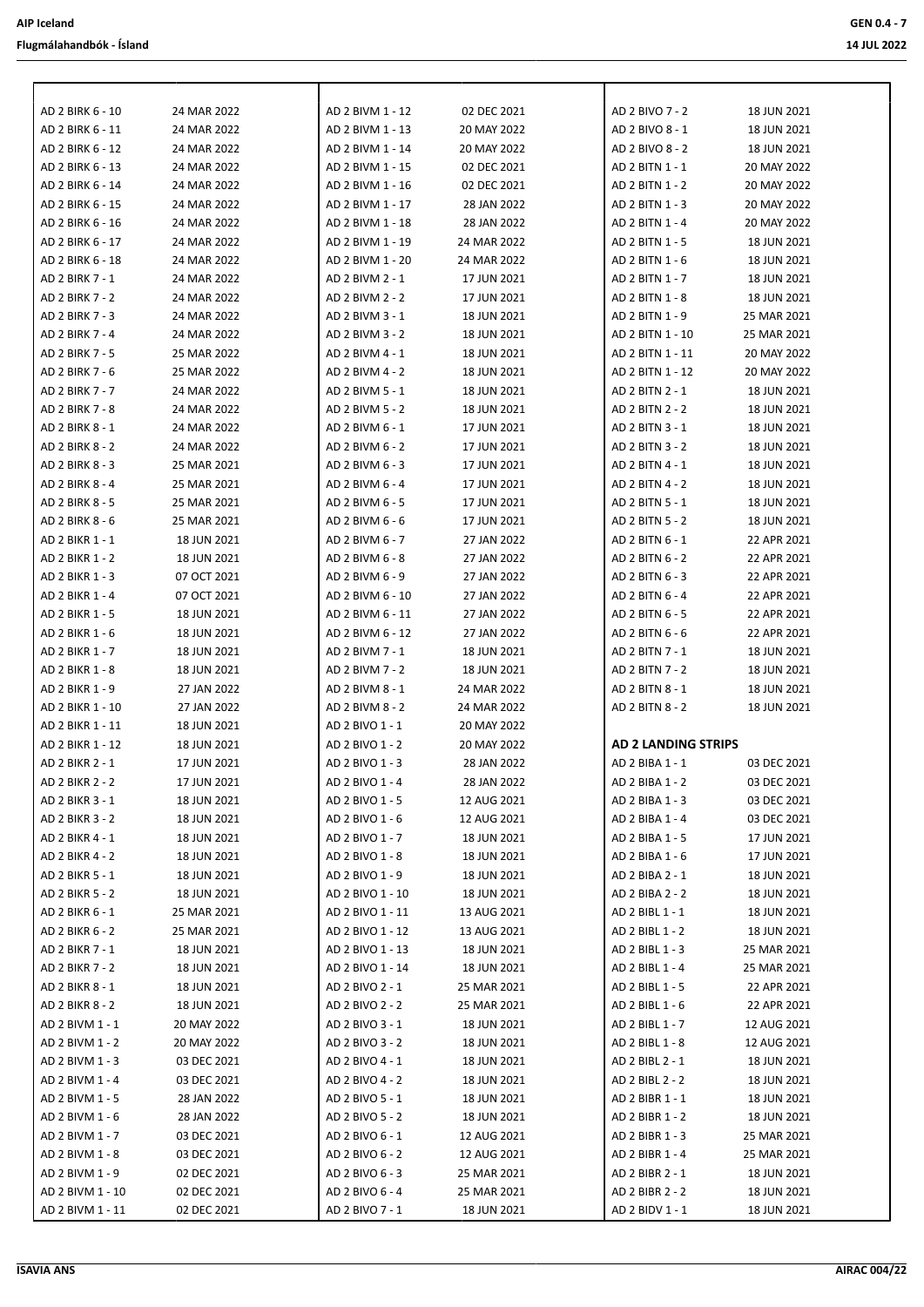| | |
|---|---|
| AD 2 BIRK 6 - 10 | 24 MAR 2022 |
| AD 2 BIRK 6 - 11 | 24 MAR 2022 |
| AD 2 BIRK 6 - 12 | 24 MAR 2022 |
| AD 2 BIRK 6 - 13 | 24 MAR 2022 |
| AD 2 BIRK 6 - 14 | 24 MAR 2022 |
| AD 2 BIRK 6 - 15 | 24 MAR 2022 |
| AD 2 BIRK 6 - 16 | 24 MAR 2022 |
| AD 2 BIRK 6 - 17 | 24 MAR 2022 |
| AD 2 BIRK 6 - 18 | 24 MAR 2022 |
| AD 2 BIRK 7 - 1 | 24 MAR 2022 |
| AD 2 BIRK 7 - 2 | 24 MAR 2022 |
| AD 2 BIRK 7 - 3 | 24 MAR 2022 |
| AD 2 BIRK 7 - 4 | 24 MAR 2022 |
| AD 2 BIRK 7 - 5 | 25 MAR 2022 |
| AD 2 BIRK 7 - 6 | 25 MAR 2022 |
| AD 2 BIRK 7 - 7 | 24 MAR 2022 |
| AD 2 BIRK 7 - 8 | 24 MAR 2022 |
| AD 2 BIRK 8 - 1 | 24 MAR 2022 |
| AD 2 BIRK 8 - 2 | 24 MAR 2022 |
| AD 2 BIRK 8 - 3 | 25 MAR 2021 |
| AD 2 BIRK 8 - 4 | 25 MAR 2021 |
| AD 2 BIRK 8 - 5 | 25 MAR 2021 |
| AD 2 BIRK 8 - 6 | 25 MAR 2021 |
| AD 2 BIKR 1 - 1 | 18 JUN 2021 |
| AD 2 BIKR 1 - 2 | 18 JUN 2021 |
| AD 2 BIKR 1 - 3 | 07 OCT 2021 |
| AD 2 BIKR 1 - 4 | 07 OCT 2021 |
| AD 2 BIKR 1 - 5 | 18 JUN 2021 |
| AD 2 BIKR 1 - 6 | 18 JUN 2021 |
| AD 2 BIKR 1 - 7 | 18 JUN 2021 |
| AD 2 BIKR 1 - 8 | 18 JUN 2021 |
| AD 2 BIKR 1 - 9 | 27 JAN 2022 |
| AD 2 BIKR 1 - 10 | 27 JAN 2022 |
| AD 2 BIKR 1 - 11 | 18 JUN 2021 |
| AD 2 BIKR 1 - 12 | 18 JUN 2021 |
| AD 2 BIKR 2 - 1 | 17 JUN 2021 |
| AD 2 BIKR 2 - 2 | 17 JUN 2021 |
| AD 2 BIKR 3 - 1 | 18 JUN 2021 |
| AD 2 BIKR 3 - 2 | 18 JUN 2021 |
| AD 2 BIKR 4 - 1 | 18 JUN 2021 |
| AD 2 BIKR 4 - 2 | 18 JUN 2021 |
| AD 2 BIKR 5 - 1 | 18 JUN 2021 |
| AD 2 BIKR 5 - 2 | 18 JUN 2021 |
| AD 2 BIKR 6 - 1 | 25 MAR 2021 |
| AD 2 BIKR 6 - 2 | 25 MAR 2021 |
| AD 2 BIKR 7 - 1 | 18 JUN 2021 |
| AD 2 BIKR 7 - 2 | 18 JUN 2021 |
| AD 2 BIKR 8 - 1 | 18 JUN 2021 |
| AD 2 BIKR 8 - 2 | 18 JUN 2021 |
| AD 2 BIVM 1 - 1 | 20 MAY 2022 |
| AD 2 BIVM 1 - 2 | 20 MAY 2022 |
| AD 2 BIVM 1 - 3 | 03 DEC 2021 |
| AD 2 BIVM 1 - 4 | 03 DEC 2021 |
| AD 2 BIVM 1 - 5 | 28 JAN 2022 |
| AD 2 BIVM 1 - 6 | 28 JAN 2022 |
| AD 2 BIVM 1 - 7 | 03 DEC 2021 |
| AD 2 BIVM 1 - 8 | 03 DEC 2021 |
| AD 2 BIVM 1 - 9 | 02 DEC 2021 |
| AD 2 BIVM 1 - 10 | 02 DEC 2021 |
| AD 2 BIVM 1 - 11 | 02 DEC 2021 |
| AD 2 BIVM 1 - 12 | 02 DEC 2021 |
| AD 2 BIVM 1 - 13 | 20 MAY 2022 |
| AD 2 BIVM 1 - 14 | 20 MAY 2022 |
| AD 2 BIVM 1 - 15 | 02 DEC 2021 |
| AD 2 BIVM 1 - 16 | 02 DEC 2021 |
| AD 2 BIVM 1 - 17 | 28 JAN 2022 |
| AD 2 BIVM 1 - 18 | 28 JAN 2022 |
| AD 2 BIVM 1 - 19 | 24 MAR 2022 |
| AD 2 BIVM 1 - 20 | 24 MAR 2022 |
| AD 2 BIVM 2 - 1 | 17 JUN 2021 |
| AD 2 BIVM 2 - 2 | 17 JUN 2021 |
| AD 2 BIVM 3 - 1 | 18 JUN 2021 |
| AD 2 BIVM 3 - 2 | 18 JUN 2021 |
| AD 2 BIVM 4 - 1 | 18 JUN 2021 |
| AD 2 BIVM 4 - 2 | 18 JUN 2021 |
| AD 2 BIVM 5 - 1 | 18 JUN 2021 |
| AD 2 BIVM 5 - 2 | 18 JUN 2021 |
| AD 2 BIVM 6 - 1 | 17 JUN 2021 |
| AD 2 BIVM 6 - 2 | 17 JUN 2021 |
| AD 2 BIVM 6 - 3 | 17 JUN 2021 |
| AD 2 BIVM 6 - 4 | 17 JUN 2021 |
| AD 2 BIVM 6 - 5 | 17 JUN 2021 |
| AD 2 BIVM 6 - 6 | 17 JUN 2021 |
| AD 2 BIVM 6 - 7 | 27 JAN 2022 |
| AD 2 BIVM 6 - 8 | 27 JAN 2022 |
| AD 2 BIVM 6 - 9 | 27 JAN 2022 |
| AD 2 BIVM 6 - 10 | 27 JAN 2022 |
| AD 2 BIVM 6 - 11 | 27 JAN 2022 |
| AD 2 BIVM 6 - 12 | 27 JAN 2022 |
| AD 2 BIVM 7 - 1 | 18 JUN 2021 |
| AD 2 BIVM 7 - 2 | 18 JUN 2021 |
| AD 2 BIVM 8 - 1 | 24 MAR 2022 |
| AD 2 BIVM 8 - 2 | 24 MAR 2022 |
| AD 2 BIVO 1 - 1 | 20 MAY 2022 |
| AD 2 BIVO 1 - 2 | 20 MAY 2022 |
| AD 2 BIVO 1 - 3 | 28 JAN 2022 |
| AD 2 BIVO 1 - 4 | 28 JAN 2022 |
| AD 2 BIVO 1 - 5 | 12 AUG 2021 |
| AD 2 BIVO 1 - 6 | 12 AUG 2021 |
| AD 2 BIVO 1 - 7 | 18 JUN 2021 |
| AD 2 BIVO 1 - 8 | 18 JUN 2021 |
| AD 2 BIVO 1 - 9 | 18 JUN 2021 |
| AD 2 BIVO 1 - 10 | 18 JUN 2021 |
| AD 2 BIVO 1 - 11 | 13 AUG 2021 |
| AD 2 BIVO 1 - 12 | 13 AUG 2021 |
| AD 2 BIVO 1 - 13 | 18 JUN 2021 |
| AD 2 BIVO 1 - 14 | 18 JUN 2021 |
| AD 2 BIVO 2 - 1 | 25 MAR 2021 |
| AD 2 BIVO 2 - 2 | 25 MAR 2021 |
| AD 2 BIVO 3 - 1 | 18 JUN 2021 |
| AD 2 BIVO 3 - 2 | 18 JUN 2021 |
| AD 2 BIVO 4 - 1 | 18 JUN 2021 |
| AD 2 BIVO 4 - 2 | 18 JUN 2021 |
| AD 2 BIVO 5 - 1 | 18 JUN 2021 |
| AD 2 BIVO 5 - 2 | 18 JUN 2021 |
| AD 2 BIVO 6 - 1 | 12 AUG 2021 |
| AD 2 BIVO 6 - 2 | 12 AUG 2021 |
| AD 2 BIVO 6 - 3 | 25 MAR 2021 |
| AD 2 BIVO 6 - 4 | 25 MAR 2021 |
| AD 2 BIVO 7 - 1 | 18 JUN 2021 |
| AD 2 BIVO 7 - 2 | 18 JUN 2021 |
| AD 2 BIVO 8 - 1 | 18 JUN 2021 |
| AD 2 BIVO 8 - 2 | 18 JUN 2021 |
| AD 2 BITN 1 - 1 | 20 MAY 2022 |
| AD 2 BITN 1 - 2 | 20 MAY 2022 |
| AD 2 BITN 1 - 3 | 20 MAY 2022 |
| AD 2 BITN 1 - 4 | 20 MAY 2022 |
| AD 2 BITN 1 - 5 | 18 JUN 2021 |
| AD 2 BITN 1 - 6 | 18 JUN 2021 |
| AD 2 BITN 1 - 7 | 18 JUN 2021 |
| AD 2 BITN 1 - 8 | 18 JUN 2021 |
| AD 2 BITN 1 - 9 | 25 MAR 2021 |
| AD 2 BITN 1 - 10 | 25 MAR 2021 |
| AD 2 BITN 1 - 11 | 20 MAY 2022 |
| AD 2 BITN 1 - 12 | 20 MAY 2022 |
| AD 2 BITN 2 - 1 | 18 JUN 2021 |
| AD 2 BITN 2 - 2 | 18 JUN 2021 |
| AD 2 BITN 3 - 1 | 18 JUN 2021 |
| AD 2 BITN 3 - 2 | 18 JUN 2021 |
| AD 2 BITN 4 - 1 | 18 JUN 2021 |
| AD 2 BITN 4 - 2 | 18 JUN 2021 |
| AD 2 BITN 5 - 1 | 18 JUN 2021 |
| AD 2 BITN 5 - 2 | 18 JUN 2021 |
| AD 2 BITN 6 - 1 | 22 APR 2021 |
| AD 2 BITN 6 - 2 | 22 APR 2021 |
| AD 2 BITN 6 - 3 | 22 APR 2021 |
| AD 2 BITN 6 - 4 | 22 APR 2021 |
| AD 2 BITN 6 - 5 | 22 APR 2021 |
| AD 2 BITN 6 - 6 | 22 APR 2021 |
| AD 2 BITN 7 - 1 | 18 JUN 2021 |
| AD 2 BITN 7 - 2 | 18 JUN 2021 |
| AD 2 BITN 8 - 1 | 18 JUN 2021 |
| AD 2 BITN 8 - 2 | 18 JUN 2021 |

**AD 2 LANDING STRIPS**

| | |
|---|---|
| AD 2 BIBA 1 - 1 | 03 DEC 2021 |
| AD 2 BIBA 1 - 2 | 03 DEC 2021 |
| AD 2 BIBA 1 - 3 | 03 DEC 2021 |
| AD 2 BIBA 1 - 4 | 03 DEC 2021 |
| AD 2 BIBA 1 - 5 | 17 JUN 2021 |
| AD 2 BIBA 1 - 6 | 17 JUN 2021 |
| AD 2 BIBA 2 - 1 | 18 JUN 2021 |
| AD 2 BIBA 2 - 2 | 18 JUN 2021 |
| AD 2 BIBL 1 - 1 | 18 JUN 2021 |
| AD 2 BIBL 1 - 2 | 18 JUN 2021 |
| AD 2 BIBL 1 - 3 | 25 MAR 2021 |
| AD 2 BIBL 1 - 4 | 25 MAR 2021 |
| AD 2 BIBL 1 - 5 | 22 APR 2021 |
| AD 2 BIBL 1 - 6 | 22 APR 2021 |
| AD 2 BIBL 1 - 7 | 12 AUG 2021 |
| AD 2 BIBL 1 - 8 | 12 AUG 2021 |
| AD 2 BIBL 2 - 1 | 18 JUN 2021 |
| AD 2 BIBL 2 - 2 | 18 JUN 2021 |
| AD 2 BIBR 1 - 1 | 18 JUN 2021 |
| AD 2 BIBR 1 - 2 | 18 JUN 2021 |
| AD 2 BIBR 1 - 3 | 25 MAR 2021 |
| AD 2 BIBR 1 - 4 | 25 MAR 2021 |
| AD 2 BIBR 2 - 1 | 18 JUN 2021 |
| AD 2 BIBR 2 - 2 | 18 JUN 2021 |
| AD 2 BIDV 1 - 1 | 18 JUN 2021 |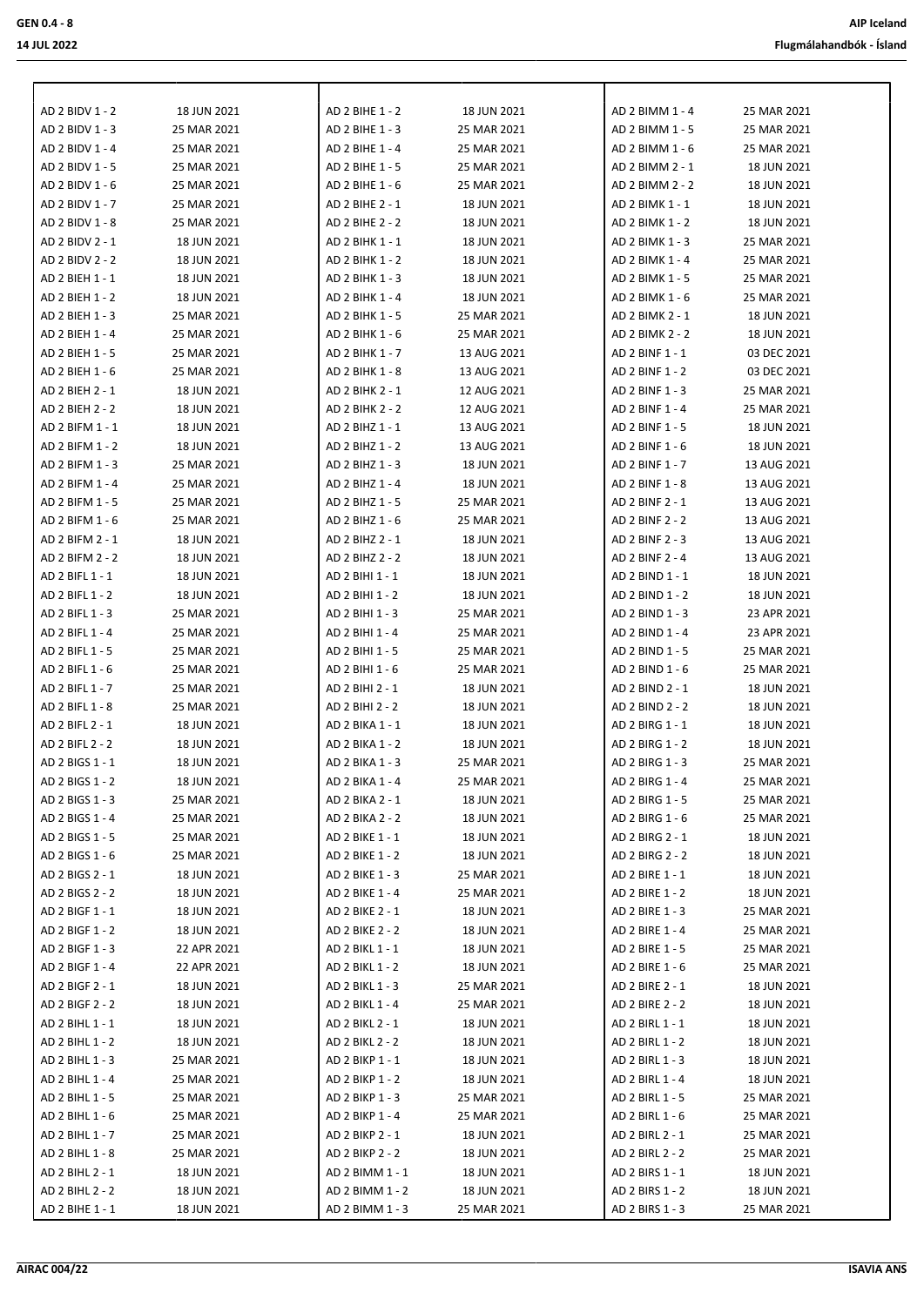| | |
|---|---|
| AD 2 BIDV 1 - 2 | 18 JUN 2021 |
| AD 2 BIDV 1 - 3 | 25 MAR 2021 |
| AD 2 BIDV 1 - 4 | 25 MAR 2021 |
| AD 2 BIDV 1 - 5 | 25 MAR 2021 |
| AD 2 BIDV 1 - 6 | 25 MAR 2021 |
| AD 2 BIDV 1 - 7 | 25 MAR 2021 |
| AD 2 BIDV 1 - 8 | 25 MAR 2021 |
| AD 2 BIDV 2 - 1 | 18 JUN 2021 |
| AD 2 BIDV 2 - 2 | 18 JUN 2021 |
| AD 2 BIEH 1 - 1 | 18 JUN 2021 |
| AD 2 BIEH 1 - 2 | 18 JUN 2021 |
| AD 2 BIEH 1 - 3 | 25 MAR 2021 |
| AD 2 BIEH 1 - 4 | 25 MAR 2021 |
| AD 2 BIEH 1 - 5 | 25 MAR 2021 |
| AD 2 BIEH 1 - 6 | 25 MAR 2021 |
| AD 2 BIEH 2 - 1 | 18 JUN 2021 |
| AD 2 BIEH 2 - 2 | 18 JUN 2021 |
| AD 2 BIFM 1 - 1 | 18 JUN 2021 |
| AD 2 BIFM 1 - 2 | 18 JUN 2021 |
| AD 2 BIFM 1 - 3 | 25 MAR 2021 |
| AD 2 BIFM 1 - 4 | 25 MAR 2021 |
| AD 2 BIFM 1 - 5 | 25 MAR 2021 |
| AD 2 BIFM 1 - 6 | 25 MAR 2021 |
| AD 2 BIFM 2 - 1 | 18 JUN 2021 |
| AD 2 BIFM 2 - 2 | 18 JUN 2021 |
| AD 2 BIFL 1 - 1 | 18 JUN 2021 |
| AD 2 BIFL 1 - 2 | 18 JUN 2021 |
| AD 2 BIFL 1 - 3 | 25 MAR 2021 |
| AD 2 BIFL 1 - 4 | 25 MAR 2021 |
| AD 2 BIFL 1 - 5 | 25 MAR 2021 |
| AD 2 BIFL 1 - 6 | 25 MAR 2021 |
| AD 2 BIFL 1 - 7 | 25 MAR 2021 |
| AD 2 BIFL 1 - 8 | 25 MAR 2021 |
| AD 2 BIFL 2 - 1 | 18 JUN 2021 |
| AD 2 BIFL 2 - 2 | 18 JUN 2021 |
| AD 2 BIGS 1 - 1 | 18 JUN 2021 |
| AD 2 BIGS 1 - 2 | 18 JUN 2021 |
| AD 2 BIGS 1 - 3 | 25 MAR 2021 |
| AD 2 BIGS 1 - 4 | 25 MAR 2021 |
| AD 2 BIGS 1 - 5 | 25 MAR 2021 |
| AD 2 BIGS 1 - 6 | 25 MAR 2021 |
| AD 2 BIGS 2 - 1 | 18 JUN 2021 |
| AD 2 BIGS 2 - 2 | 18 JUN 2021 |
| AD 2 BIGF 1 - 1 | 18 JUN 2021 |
| AD 2 BIGF 1 - 2 | 18 JUN 2021 |
| AD 2 BIGF 1 - 3 | 22 APR 2021 |
| AD 2 BIGF 1 - 4 | 22 APR 2021 |
| AD 2 BIGF 2 - 1 | 18 JUN 2021 |
| AD 2 BIGF 2 - 2 | 18 JUN 2021 |
| AD 2 BIHL 1 - 1 | 18 JUN 2021 |
| AD 2 BIHL 1 - 2 | 18 JUN 2021 |
| AD 2 BIHL 1 - 3 | 25 MAR 2021 |
| AD 2 BIHL 1 - 4 | 25 MAR 2021 |
| AD 2 BIHL 1 - 5 | 25 MAR 2021 |
| AD 2 BIHL 1 - 6 | 25 MAR 2021 |
| AD 2 BIHL 1 - 7 | 25 MAR 2021 |
| AD 2 BIHL 1 - 8 | 25 MAR 2021 |
| AD 2 BIHL 2 - 1 | 18 JUN 2021 |
| AD 2 BIHL 2 - 2 | 18 JUN 2021 |
| AD 2 BIHE 1 - 1 | 18 JUN 2021 |
| AD 2 BIHE 1 - 2 | 18 JUN 2021 |
| AD 2 BIHE 1 - 3 | 25 MAR 2021 |
| AD 2 BIHE 1 - 4 | 25 MAR 2021 |
| AD 2 BIHE 1 - 5 | 25 MAR 2021 |
| AD 2 BIHE 1 - 6 | 25 MAR 2021 |
| AD 2 BIHE 2 - 1 | 18 JUN 2021 |
| AD 2 BIHE 2 - 2 | 18 JUN 2021 |
| AD 2 BIHK 1 - 1 | 18 JUN 2021 |
| AD 2 BIHK 1 - 2 | 18 JUN 2021 |
| AD 2 BIHK 1 - 3 | 18 JUN 2021 |
| AD 2 BIHK 1 - 4 | 18 JUN 2021 |
| AD 2 BIHK 1 - 5 | 25 MAR 2021 |
| AD 2 BIHK 1 - 6 | 25 MAR 2021 |
| AD 2 BIHK 1 - 7 | 13 AUG 2021 |
| AD 2 BIHK 1 - 8 | 13 AUG 2021 |
| AD 2 BIHK 2 - 1 | 12 AUG 2021 |
| AD 2 BIHK 2 - 2 | 12 AUG 2021 |
| AD 2 BIHZ 1 - 1 | 13 AUG 2021 |
| AD 2 BIHZ 1 - 2 | 13 AUG 2021 |
| AD 2 BIHZ 1 - 3 | 18 JUN 2021 |
| AD 2 BIHZ 1 - 4 | 18 JUN 2021 |
| AD 2 BIHZ 1 - 5 | 25 MAR 2021 |
| AD 2 BIHZ 1 - 6 | 25 MAR 2021 |
| AD 2 BIHZ 2 - 1 | 18 JUN 2021 |
| AD 2 BIHZ 2 - 2 | 18 JUN 2021 |
| AD 2 BIHI 1 - 1 | 18 JUN 2021 |
| AD 2 BIHI 1 - 2 | 18 JUN 2021 |
| AD 2 BIHI 1 - 3 | 25 MAR 2021 |
| AD 2 BIHI 1 - 4 | 25 MAR 2021 |
| AD 2 BIHI 1 - 5 | 25 MAR 2021 |
| AD 2 BIHI 1 - 6 | 25 MAR 2021 |
| AD 2 BIHI 2 - 1 | 18 JUN 2021 |
| AD 2 BIHI 2 - 2 | 18 JUN 2021 |
| AD 2 BIKA 1 - 1 | 18 JUN 2021 |
| AD 2 BIKA 1 - 2 | 18 JUN 2021 |
| AD 2 BIKA 1 - 3 | 25 MAR 2021 |
| AD 2 BIKA 1 - 4 | 25 MAR 2021 |
| AD 2 BIKA 2 - 1 | 18 JUN 2021 |
| AD 2 BIKA 2 - 2 | 18 JUN 2021 |
| AD 2 BIKE 1 - 1 | 18 JUN 2021 |
| AD 2 BIKE 1 - 2 | 18 JUN 2021 |
| AD 2 BIKE 1 - 3 | 25 MAR 2021 |
| AD 2 BIKE 1 - 4 | 25 MAR 2021 |
| AD 2 BIKE 2 - 1 | 18 JUN 2021 |
| AD 2 BIKE 2 - 2 | 18 JUN 2021 |
| AD 2 BIKL 1 - 1 | 18 JUN 2021 |
| AD 2 BIKL 1 - 2 | 18 JUN 2021 |
| AD 2 BIKL 1 - 3 | 25 MAR 2021 |
| AD 2 BIKL 1 - 4 | 25 MAR 2021 |
| AD 2 BIKL 2 - 1 | 18 JUN 2021 |
| AD 2 BIKL 2 - 2 | 18 JUN 2021 |
| AD 2 BIKP 1 - 1 | 18 JUN 2021 |
| AD 2 BIKP 1 - 2 | 18 JUN 2021 |
| AD 2 BIKP 1 - 3 | 25 MAR 2021 |
| AD 2 BIKP 1 - 4 | 25 MAR 2021 |
| AD 2 BIKP 2 - 1 | 18 JUN 2021 |
| AD 2 BIKP 2 - 2 | 18 JUN 2021 |
| AD 2 BIMM 1 - 1 | 18 JUN 2021 |
| AD 2 BIMM 1 - 2 | 18 JUN 2021 |
| AD 2 BIMM 1 - 3 | 25 MAR 2021 |
| AD 2 BIMM 1 - 4 | 25 MAR 2021 |
| AD 2 BIMM 1 - 5 | 25 MAR 2021 |
| AD 2 BIMM 1 - 6 | 25 MAR 2021 |
| AD 2 BIMM 2 - 1 | 18 JUN 2021 |
| AD 2 BIMM 2 - 2 | 18 JUN 2021 |
| AD 2 BIMK 1 - 1 | 18 JUN 2021 |
| AD 2 BIMK 1 - 2 | 18 JUN 2021 |
| AD 2 BIMK 1 - 3 | 25 MAR 2021 |
| AD 2 BIMK 1 - 4 | 25 MAR 2021 |
| AD 2 BIMK 1 - 5 | 25 MAR 2021 |
| AD 2 BIMK 1 - 6 | 25 MAR 2021 |
| AD 2 BIMK 2 - 1 | 18 JUN 2021 |
| AD 2 BIMK 2 - 2 | 18 JUN 2021 |
| AD 2 BINF 1 - 1 | 03 DEC 2021 |
| AD 2 BINF 1 - 2 | 03 DEC 2021 |
| AD 2 BINF 1 - 3 | 25 MAR 2021 |
| AD 2 BINF 1 - 4 | 25 MAR 2021 |
| AD 2 BINF 1 - 5 | 18 JUN 2021 |
| AD 2 BINF 1 - 6 | 18 JUN 2021 |
| AD 2 BINF 1 - 7 | 13 AUG 2021 |
| AD 2 BINF 1 - 8 | 13 AUG 2021 |
| AD 2 BINF 2 - 1 | 13 AUG 2021 |
| AD 2 BINF 2 - 2 | 13 AUG 2021 |
| AD 2 BINF 2 - 3 | 13 AUG 2021 |
| AD 2 BINF 2 - 4 | 13 AUG 2021 |
| AD 2 BIND 1 - 1 | 18 JUN 2021 |
| AD 2 BIND 1 - 2 | 18 JUN 2021 |
| AD 2 BIND 1 - 3 | 23 APR 2021 |
| AD 2 BIND 1 - 4 | 23 APR 2021 |
| AD 2 BIND 1 - 5 | 25 MAR 2021 |
| AD 2 BIND 1 - 6 | 25 MAR 2021 |
| AD 2 BIND 2 - 1 | 18 JUN 2021 |
| AD 2 BIND 2 - 2 | 18 JUN 2021 |
| AD 2 BIRG 1 - 1 | 18 JUN 2021 |
| AD 2 BIRG 1 - 2 | 18 JUN 2021 |
| AD 2 BIRG 1 - 3 | 25 MAR 2021 |
| AD 2 BIRG 1 - 4 | 25 MAR 2021 |
| AD 2 BIRG 1 - 5 | 25 MAR 2021 |
| AD 2 BIRG 1 - 6 | 25 MAR 2021 |
| AD 2 BIRG 2 - 1 | 18 JUN 2021 |
| AD 2 BIRG 2 - 2 | 18 JUN 2021 |
| AD 2 BIRE 1 - 1 | 18 JUN 2021 |
| AD 2 BIRE 1 - 2 | 18 JUN 2021 |
| AD 2 BIRE 1 - 3 | 25 MAR 2021 |
| AD 2 BIRE 1 - 4 | 25 MAR 2021 |
| AD 2 BIRE 1 - 5 | 25 MAR 2021 |
| AD 2 BIRE 1 - 6 | 25 MAR 2021 |
| AD 2 BIRE 2 - 1 | 18 JUN 2021 |
| AD 2 BIRE 2 - 2 | 18 JUN 2021 |
| AD 2 BIRL 1 - 1 | 18 JUN 2021 |
| AD 2 BIRL 1 - 2 | 18 JUN 2021 |
| AD 2 BIRL 1 - 3 | 18 JUN 2021 |
| AD 2 BIRL 1 - 4 | 18 JUN 2021 |
| AD 2 BIRL 1 - 5 | 25 MAR 2021 |
| AD 2 BIRL 1 - 6 | 25 MAR 2021 |
| AD 2 BIRL 2 - 1 | 25 MAR 2021 |
| AD 2 BIRL 2 - 2 | 25 MAR 2021 |
| AD 2 BIRS 1 - 1 | 18 JUN 2021 |
| AD 2 BIRS 1 - 2 | 18 JUN 2021 |
| AD 2 BIRS 1 - 3 | 25 MAR 2021 |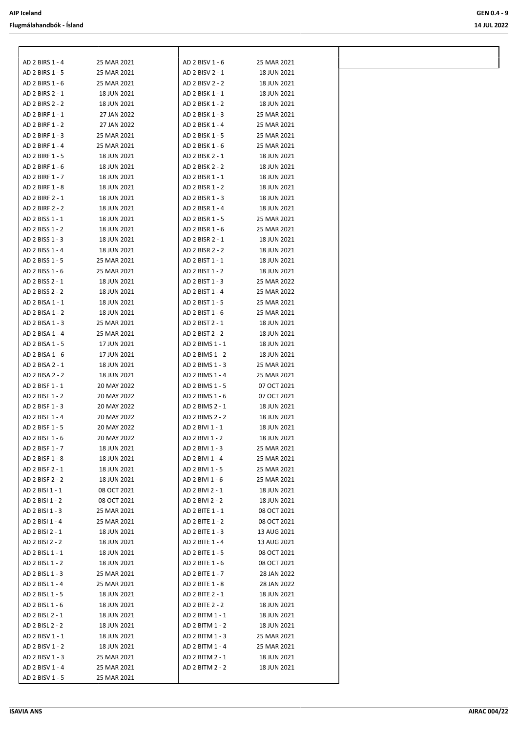| | |
|---|---|
| AD 2 BIRS 1 - 4 | 25 MAR 2021 |
| AD 2 BIRS 1 - 5 | 25 MAR 2021 |
| AD 2 BIRS 1 - 6 | 25 MAR 2021 |
| AD 2 BIRS 2 - 1 | 18 JUN 2021 |
| AD 2 BIRS 2 - 2 | 18 JUN 2021 |
| AD 2 BIRF 1 - 1 | 27 JAN 2022 |
| AD 2 BIRF 1 - 2 | 27 JAN 2022 |
| AD 2 BIRF 1 - 3 | 25 MAR 2021 |
| AD 2 BIRF 1 - 4 | 25 MAR 2021 |
| AD 2 BIRF 1 - 5 | 18 JUN 2021 |
| AD 2 BIRF 1 - 6 | 18 JUN 2021 |
| AD 2 BIRF 1 - 7 | 18 JUN 2021 |
| AD 2 BIRF 1 - 8 | 18 JUN 2021 |
| AD 2 BIRF 2 - 1 | 18 JUN 2021 |
| AD 2 BIRF 2 - 2 | 18 JUN 2021 |
| AD 2 BISS 1 - 1 | 18 JUN 2021 |
| AD 2 BISS 1 - 2 | 18 JUN 2021 |
| AD 2 BISS 1 - 3 | 18 JUN 2021 |
| AD 2 BISS 1 - 4 | 18 JUN 2021 |
| AD 2 BISS 1 - 5 | 25 MAR 2021 |
| AD 2 BISS 1 - 6 | 25 MAR 2021 |
| AD 2 BISS 2 - 1 | 18 JUN 2021 |
| AD 2 BISS 2 - 2 | 18 JUN 2021 |
| AD 2 BISA 1 - 1 | 18 JUN 2021 |
| AD 2 BISA 1 - 2 | 18 JUN 2021 |
| AD 2 BISA 1 - 3 | 25 MAR 2021 |
| AD 2 BISA 1 - 4 | 25 MAR 2021 |
| AD 2 BISA 1 - 5 | 17 JUN 2021 |
| AD 2 BISA 1 - 6 | 17 JUN 2021 |
| AD 2 BISA 2 - 1 | 18 JUN 2021 |
| AD 2 BISA 2 - 2 | 18 JUN 2021 |
| AD 2 BISF 1 - 1 | 20 MAY 2022 |
| AD 2 BISF 1 - 2 | 20 MAY 2022 |
| AD 2 BISF 1 - 3 | 20 MAY 2022 |
| AD 2 BISF 1 - 4 | 20 MAY 2022 |
| AD 2 BISF 1 - 5 | 20 MAY 2022 |
| AD 2 BISF 1 - 6 | 20 MAY 2022 |
| AD 2 BISF 1 - 7 | 18 JUN 2021 |
| AD 2 BISF 1 - 8 | 18 JUN 2021 |
| AD 2 BISF 2 - 1 | 18 JUN 2021 |
| AD 2 BISF 2 - 2 | 18 JUN 2021 |
| AD 2 BISI 1 - 1 | 08 OCT 2021 |
| AD 2 BISI 1 - 2 | 08 OCT 2021 |
| AD 2 BISI 1 - 3 | 25 MAR 2021 |
| AD 2 BISI 1 - 4 | 25 MAR 2021 |
| AD 2 BISI 2 - 1 | 18 JUN 2021 |
| AD 2 BISI 2 - 2 | 18 JUN 2021 |
| AD 2 BISL 1 - 1 | 18 JUN 2021 |
| AD 2 BISL 1 - 2 | 18 JUN 2021 |
| AD 2 BISL 1 - 3 | 25 MAR 2021 |
| AD 2 BISL 1 - 4 | 25 MAR 2021 |
| AD 2 BISL 1 - 5 | 18 JUN 2021 |
| AD 2 BISL 1 - 6 | 18 JUN 2021 |
| AD 2 BISL 2 - 1 | 18 JUN 2021 |
| AD 2 BISL 2 - 2 | 18 JUN 2021 |
| AD 2 BISV 1 - 1 | 18 JUN 2021 |
| AD 2 BISV 1 - 2 | 18 JUN 2021 |
| AD 2 BISV 1 - 3 | 25 MAR 2021 |
| AD 2 BISV 1 - 4 | 25 MAR 2021 |
| AD 2 BISV 1 - 5 | 25 MAR 2021 |
| AD 2 BISV 1 - 6 | 25 MAR 2021 |
| AD 2 BISV 2 - 1 | 18 JUN 2021 |
| AD 2 BISV 2 - 2 | 18 JUN 2021 |
| AD 2 BISK 1 - 1 | 18 JUN 2021 |
| AD 2 BISK 1 - 2 | 18 JUN 2021 |
| AD 2 BISK 1 - 3 | 25 MAR 2021 |
| AD 2 BISK 1 - 4 | 25 MAR 2021 |
| AD 2 BISK 1 - 5 | 25 MAR 2021 |
| AD 2 BISK 1 - 6 | 25 MAR 2021 |
| AD 2 BISK 2 - 1 | 18 JUN 2021 |
| AD 2 BISK 2 - 2 | 18 JUN 2021 |
| AD 2 BISR 1 - 1 | 18 JUN 2021 |
| AD 2 BISR 1 - 2 | 18 JUN 2021 |
| AD 2 BISR 1 - 3 | 18 JUN 2021 |
| AD 2 BISR 1 - 4 | 18 JUN 2021 |
| AD 2 BISR 1 - 5 | 25 MAR 2021 |
| AD 2 BISR 1 - 6 | 25 MAR 2021 |
| AD 2 BISR 2 - 1 | 18 JUN 2021 |
| AD 2 BISR 2 - 2 | 18 JUN 2021 |
| AD 2 BIST 1 - 1 | 18 JUN 2021 |
| AD 2 BIST 1 - 2 | 18 JUN 2021 |
| AD 2 BIST 1 - 3 | 25 MAR 2022 |
| AD 2 BIST 1 - 4 | 25 MAR 2022 |
| AD 2 BIST 1 - 5 | 25 MAR 2021 |
| AD 2 BIST 1 - 6 | 25 MAR 2021 |
| AD 2 BIST 2 - 1 | 18 JUN 2021 |
| AD 2 BIST 2 - 2 | 18 JUN 2021 |
| AD 2 BIMS 1 - 1 | 18 JUN 2021 |
| AD 2 BIMS 1 - 2 | 18 JUN 2021 |
| AD 2 BIMS 1 - 3 | 25 MAR 2021 |
| AD 2 BIMS 1 - 4 | 25 MAR 2021 |
| AD 2 BIMS 1 - 5 | 07 OCT 2021 |
| AD 2 BIMS 1 - 6 | 07 OCT 2021 |
| AD 2 BIMS 2 - 1 | 18 JUN 2021 |
| AD 2 BIMS 2 - 2 | 18 JUN 2021 |
| AD 2 BIVI 1 - 1 | 18 JUN 2021 |
| AD 2 BIVI 1 - 2 | 18 JUN 2021 |
| AD 2 BIVI 1 - 3 | 25 MAR 2021 |
| AD 2 BIVI 1 - 4 | 25 MAR 2021 |
| AD 2 BIVI 1 - 5 | 25 MAR 2021 |
| AD 2 BIVI 1 - 6 | 25 MAR 2021 |
| AD 2 BIVI 2 - 1 | 18 JUN 2021 |
| AD 2 BIVI 2 - 2 | 18 JUN 2021 |
| AD 2 BITE 1 - 1 | 08 OCT 2021 |
| AD 2 BITE 1 - 2 | 08 OCT 2021 |
| AD 2 BITE 1 - 3 | 13 AUG 2021 |
| AD 2 BITE 1 - 4 | 13 AUG 2021 |
| AD 2 BITE 1 - 5 | 08 OCT 2021 |
| AD 2 BITE 1 - 6 | 08 OCT 2021 |
| AD 2 BITE 1 - 7 | 28 JAN 2022 |
| AD 2 BITE 1 - 8 | 28 JAN 2022 |
| AD 2 BITE 2 - 1 | 18 JUN 2021 |
| AD 2 BITE 2 - 2 | 18 JUN 2021 |
| AD 2 BITM 1 - 1 | 18 JUN 2021 |
| AD 2 BITM 1 - 2 | 18 JUN 2021 |
| AD 2 BITM 1 - 3 | 25 MAR 2021 |
| AD 2 BITM 1 - 4 | 25 MAR 2021 |
| AD 2 BITM 2 - 1 | 18 JUN 2021 |
| AD 2 BITM 2 - 2 | 18 JUN 2021 |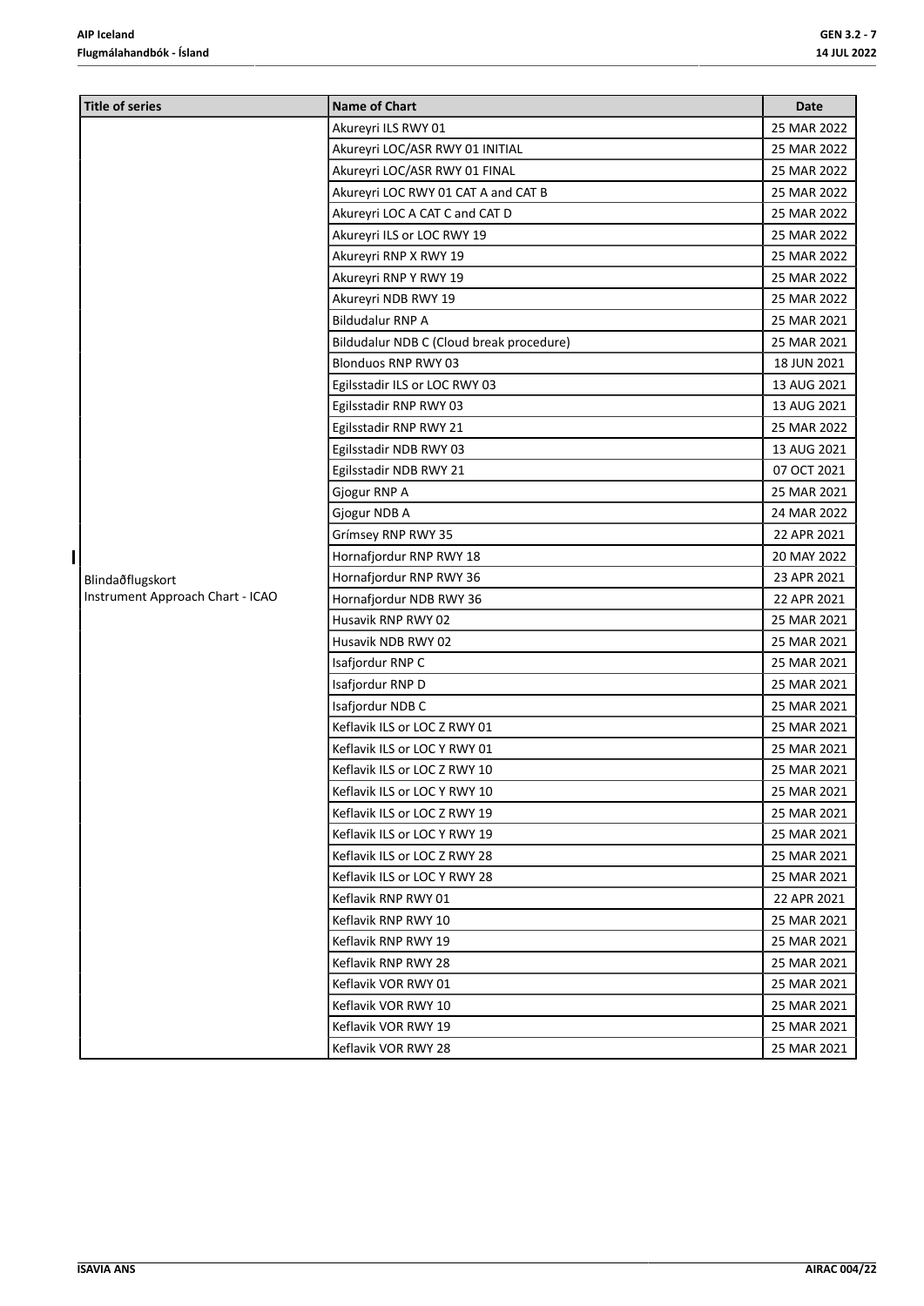| Title of series | Name of Chart | Date |
|---|---|---|
| Blindaðflugskort Instrument Approach Chart - ICAO | Akureyri ILS RWY 01 | 25 MAR 2022 |
| | Akureyri LOC/ASR RWY 01 INITIAL | 25 MAR 2022 |
| | Akureyri LOC/ASR RWY 01 FINAL | 25 MAR 2022 |
| | Akureyri LOC RWY 01 CAT A and CAT B | 25 MAR 2022 |
| | Akureyri LOC A CAT C and CAT D | 25 MAR 2022 |
| | Akureyri ILS or LOC RWY 19 | 25 MAR 2022 |
| | Akureyri RNP X RWY 19 | 25 MAR 2022 |
| | Akureyri RNP Y RWY 19 | 25 MAR 2022 |
| | Akureyri NDB RWY 19 | 25 MAR 2022 |
| | Bildudalur RNP A | 25 MAR 2021 |
| | Bildudalur NDB C (Cloud break procedure) | 25 MAR 2021 |
| | Blonduos RNP RWY 03 | 18 JUN 2021 |
| | Egilsstadir ILS or LOC RWY 03 | 13 AUG 2021 |
| | Egilsstadir RNP RWY 03 | 13 AUG 2021 |
| | Egilsstadir RNP RWY 21 | 25 MAR 2022 |
| | Egilsstadir NDB RWY 03 | 13 AUG 2021 |
| | Egilsstadir NDB RWY 21 | 07 OCT 2021 |
| | Gjogur RNP A | 25 MAR 2021 |
| | Gjogur NDB A | 24 MAR 2022 |
| | Grímsey RNP RWY 35 | 22 APR 2021 |
| | Hornafjordur RNP RWY 18 | 20 MAY 2022 |
| | Hornafjordur RNP RWY 36 | 23 APR 2021 |
| | Hornafjordur NDB RWY 36 | 22 APR 2021 |
| | Husavik RNP RWY 02 | 25 MAR 2021 |
| | Husavik NDB RWY 02 | 25 MAR 2021 |
| | Isafjordur RNP C | 25 MAR 2021 |
| | Isafjordur RNP D | 25 MAR 2021 |
| | Isafjordur NDB C | 25 MAR 2021 |
| | Keflavik ILS or LOC Z RWY 01 | 25 MAR 2021 |
| | Keflavik ILS or LOC Y RWY 01 | 25 MAR 2021 |
| | Keflavik ILS or LOC Z RWY 10 | 25 MAR 2021 |
| | Keflavik ILS or LOC Y RWY 10 | 25 MAR 2021 |
| | Keflavik ILS or LOC Z RWY 19 | 25 MAR 2021 |
| | Keflavik ILS or LOC Y RWY 19 | 25 MAR 2021 |
| | Keflavik ILS or LOC Z RWY 28 | 25 MAR 2021 |
| | Keflavik ILS or LOC Y RWY 28 | 25 MAR 2021 |
| | Keflavik RNP RWY 01 | 22 APR 2021 |
| | Keflavik RNP RWY 10 | 25 MAR 2021 |
| | Keflavik RNP RWY 19 | 25 MAR 2021 |
| | Keflavik RNP RWY 28 | 25 MAR 2021 |
| | Keflavik VOR RWY 01 | 25 MAR 2021 |
| | Keflavik VOR RWY 10 | 25 MAR 2021 |
| | Keflavik VOR RWY 19 | 25 MAR 2021 |
| | Keflavik VOR RWY 28 | 25 MAR 2021 |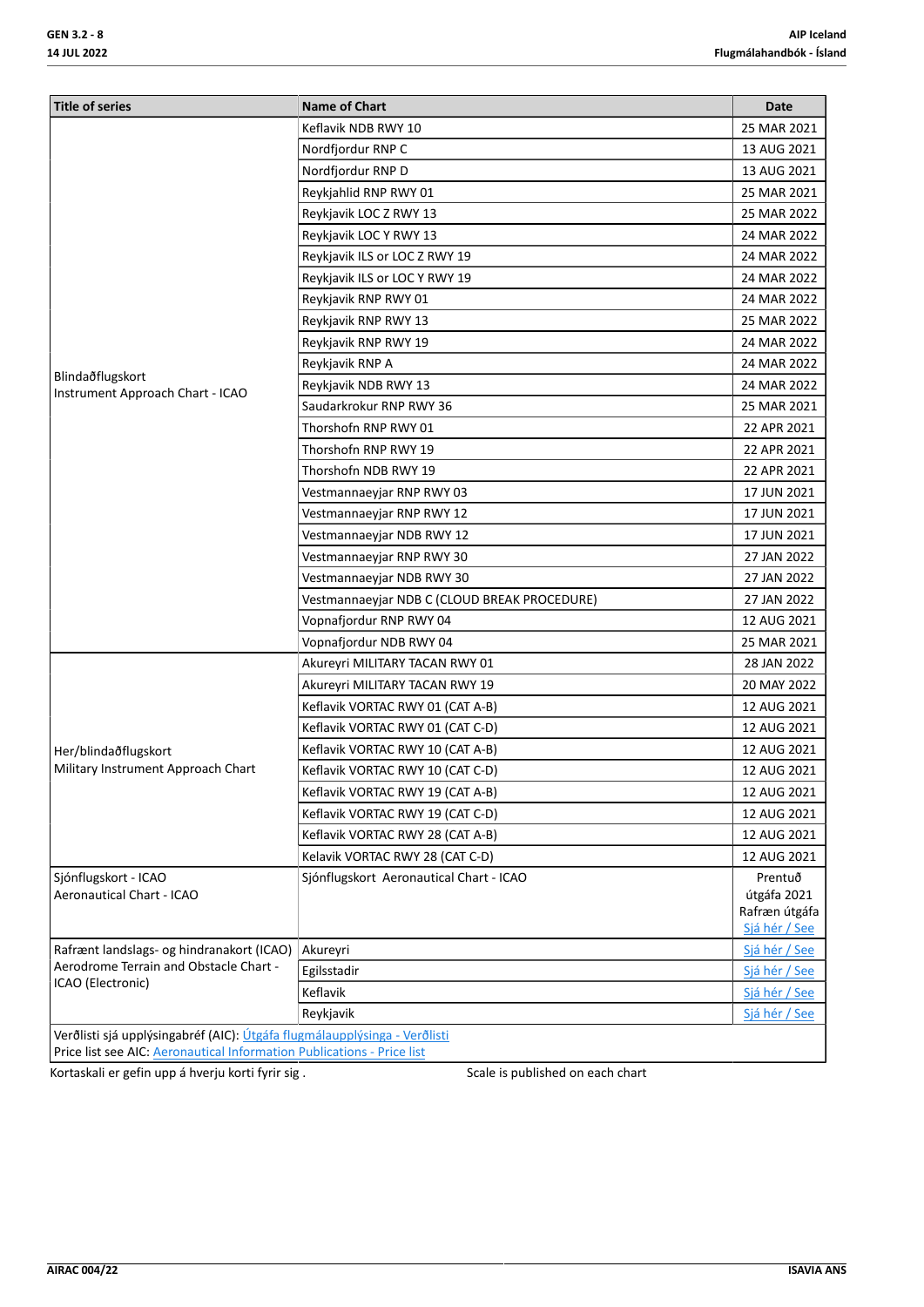| Title of series | Name of Chart | Date |
|---|---|---|
| Blindaðflugskort<br>Instrument Approach Chart - ICAO | Keflavik NDB RWY 10 | 25 MAR 2021 |
| | Nordfjordur RNP C | 13 AUG 2021 |
| | Nordfjordur RNP D | 13 AUG 2021 |
| | Reykjahlid RNP RWY 01 | 25 MAR 2021 |
| | Reykjavik LOC Z RWY 13 | 25 MAR 2022 |
| | Reykjavik LOC Y RWY 13 | 24 MAR 2022 |
| | Reykjavik ILS or LOC Z RWY 19 | 24 MAR 2022 |
| | Reykjavik ILS or LOC Y RWY 19 | 24 MAR 2022 |
| | Reykjavik RNP RWY 01 | 24 MAR 2022 |
| | Reykjavik RNP RWY 13 | 25 MAR 2022 |
| | Reykjavik RNP RWY 19 | 24 MAR 2022 |
| | Reykjavik RNP A | 24 MAR 2022 |
| | Reykjavik NDB RWY 13 | 24 MAR 2022 |
| | Saudarkrokur RNP RWY 36 | 25 MAR 2021 |
| | Thorshofn RNP RWY 01 | 22 APR 2021 |
| | Thorshofn RNP RWY 19 | 22 APR 2021 |
| | Thorshofn NDB RWY 19 | 22 APR 2021 |
| | Vestmannaeyjar RNP RWY 03 | 17 JUN 2021 |
| | Vestmannaeyjar RNP RWY 12 | 17 JUN 2021 |
| | Vestmannaeyjar NDB RWY 12 | 17 JUN 2021 |
| | Vestmannaeyjar RNP RWY 30 | 27 JAN 2022 |
| | Vestmannaeyjar NDB RWY 30 | 27 JAN 2022 |
| | Vestmannaeyjar NDB C (CLOUD BREAK PROCEDURE) | 27 JAN 2022 |
| | Vopnafjordur RNP RWY 04 | 12 AUG 2021 |
| | Vopnafjordur NDB RWY 04 | 25 MAR 2021 |
| Her/blindaðflugskort<br>Military Instrument Approach Chart | Akureyri MILITARY TACAN RWY 01 | 28 JAN 2022 |
| | Akureyri MILITARY TACAN RWY 19 | 20 MAY 2022 |
| | Keflavik VORTAC RWY 01 (CAT A-B) | 12 AUG 2021 |
| | Keflavik VORTAC RWY 01 (CAT C-D) | 12 AUG 2021 |
| | Keflavik VORTAC RWY 10 (CAT A-B) | 12 AUG 2021 |
| | Keflavik VORTAC RWY 10 (CAT C-D) | 12 AUG 2021 |
| | Keflavik VORTAC RWY 19 (CAT A-B) | 12 AUG 2021 |
| | Keflavik VORTAC RWY 19 (CAT C-D) | 12 AUG 2021 |
| | Keflavik VORTAC RWY 28 (CAT A-B) | 12 AUG 2021 |
| | Kelavik VORTAC RWY 28 (CAT C-D) | 12 AUG 2021 |
| Sjónflugskort - ICAO<br>Aeronautical Chart - ICAO | Sjónflugskort Aeronautical Chart - ICAO | Prentuð útgáfa 2021<br>Rafræn útgáfa<br>Sjá hér / See |
| Rafrænt landslags- og hindranakort (ICAO)<br>Aerodrome Terrain and Obstacle Chart - ICAO (Electronic) | Akureyri | Sjá hér / See |
| | Egilsstadir | Sjá hér / See |
| | Keflavik | Sjá hér / See |
| | Reykjavik | Sjá hér / See |
| Verðlisti sjá upplýsingabréf (AIC): Útgáfa flugmálaupplýsinga - Verðlisti<br>Price list see AIC: Aeronautical Information Publications - Price list | | |

Kortaskali er gefin upp á hverju korti fyrir sig . Scale is published on each chart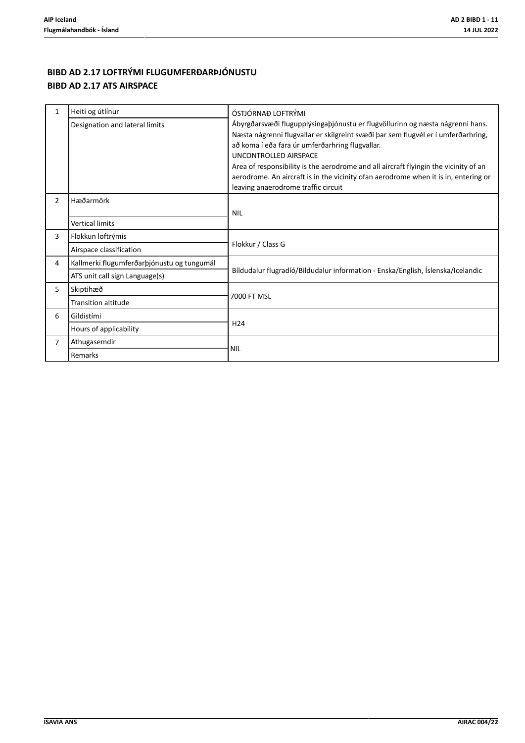## BIBD AD 2.17 LOFTRÝMI FLUGUMFERÐARÞJÓNUSTU
## BIBD AD 2.17 ATS AIRSPACE

| | | |
|---|---|---|
| 1 | Heiti og útlínur<br>Designation and lateral limits | ÓSTJÓRNAÐ LOFTRÝMI<br>Ábyrgðarsvæði flugupplýsingaþjónustu er flugvöllurinn og næsta nágrenni hans. Næsta nágrenni flugvallar er skilgreint svæði þar sem flugvél er í umferðarhring, að koma í eða fara úr umferðarhring flugvallar.<br>UNCONTROLLED AIRSPACE<br>Area of responsibility is the aerodrome and all aircraft flyingin the vicinity of an aerodrome. An aircraft is in the vicinity ofan aerodrome when it is in, entering or leaving anaerodrome traffic circuit |
| 2 | Hæðarmörk<br>Vertical limits | NIL |
| 3 | Flokkun loftrýmis<br>Airspace classification | Flokkur / Class G |
| 4 | Kallmerki flugumferðarþjónustu og tungumál<br>ATS unit call sign Language(s) | Bíldudalur flugradíó/Bildudalur information - Enska/English, Íslenska/Icelandic |
| 5 | Skiptihæð<br>Transition altitude | 7000 FT MSL |
| 6 | Gildistími<br>Hours of applicability | H24 |
| 7 | Athugasemdir<br>Remarks | NIL |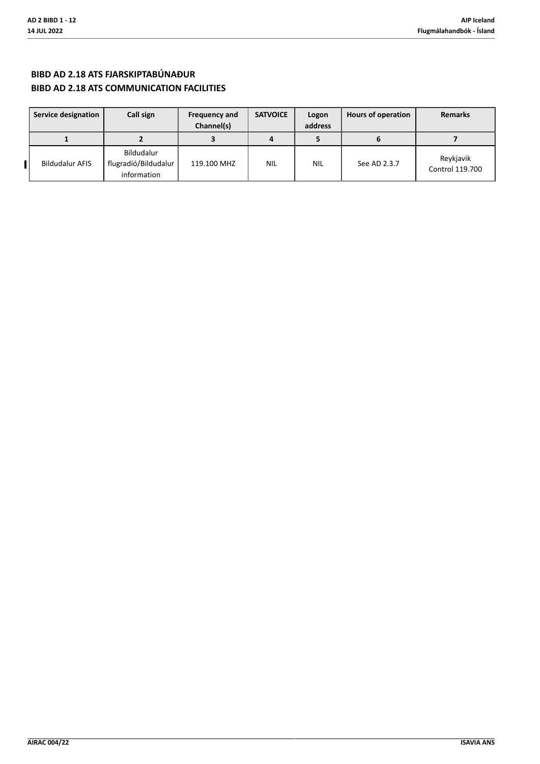## BIBD AD 2.18 ATS FJARSKIPTABÚNAÐUR
## BIBD AD 2.18 ATS COMMUNICATION FACILITIES

| Service designation | Call sign | Frequency and Channel(s) | SATVOICE | Logon address | Hours of operation | Remarks |
|---|---|---|---|---|---|---|
| 1 | 2 | 3 | 4 | 5 | 6 | 7 |
| Bildudalur AFIS | Bíldudalur flugradíó/Bildudalur information | 119.100 MHZ | NIL | NIL | See AD 2.3.7 | Reykjavik Control 119.700 |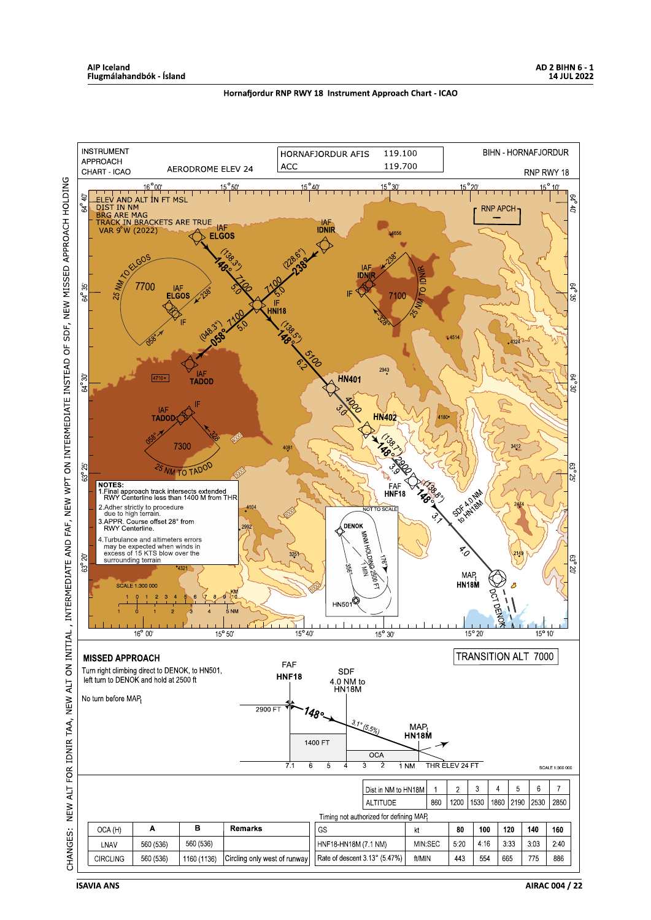# Hornafjordur RNP RWY 18 Instrument Approach Chart - ICAO

INSTRUMENT APPROACH CHART - ICAO

AERODROME ELEV 24

| HORNAFJORDUR AFIS | 119.100 |
|---|---|
| ACC | 119.700 |

BIHN - HORNAFJORDUR

RNP RWY 18

ELEV AND ALT IN FT MSL
DIST IN NM
BRG ARE MAG
TRACK IN BRACKETS ARE TRUE
VAR 9° W (2022)

RNP APCH

IAF ELGOS — 148° (138.3°) 7100 5.0

IAF IDNIR — 238° (228.6°) 7100 5.0

IAF TADOD — 058° (048.3°) 7100 5.0

IF HNI18 — 148° (138.5°) 5100 6.2

HN401 — 4000 3.0

HN402 — 148° (138.7°) 2900 3.9

FAF HNF18 — 148° (138.8°) 3.1 — SDF 4.0 NM to HN18M — 4.0

MAPt HN18M — DCT DENOK

25 NM TO ELGOS 7700 — IAF ELGOS IF 238° 058°

IAF IDNIR IF 238° 328° 7100 — 25 NM TO IDNIR

IAF TADOD IF 058° 328° 7300 — 25 NM TO TADOD

NOT TO SCALE: DENOK — MNM HOLDING 2500 FT — 176° — 356° — 1 MIN — HN501

NOTES:
1. Final approach track intersects extended RWY Centerline less than 1400 M from THR
2. Adher strictly to procedure due to high terrain.
3. APPR. Course offset 28° from RWY Centerline.
4. Turbulance and altimeters errors may be expected when winds in excess of 15 KTS blow over the surrounding terrain

SCALE 1:300 000

## MISSED APPROACH

Turn right climbing direct to DENOK, to HN501, left turn to DENOK and hold at 2500 ft

No turn before MAPt

TRANSITION ALT 7000

FAF HNF18 — SDF 4.0 NM to HN18M — MAPt HN18M

2900 FT — 148° — 3.1° (5.5%) — 1400 FT — OCA — THR ELEV 24 FT

7.1 6 5 4 3 2 1 NM

| Dist in NM to HN18M | 1 | 2 | 3 | 4 | 5 | 6 | 7 |
|---|---|---|---|---|---|---|---|
| ALTITUDE | 860 | 1200 | 1530 | 1860 | 2190 | 2530 | 2850 |

Timing not authorized for defining MAPt

| OCA (H) | A | B | Remarks |
|---|---|---|---|
| LNAV | 560 (536) | 560 (536) | |
| CIRCLING | 560 (536) | 1160 (1136) | Circling only west of runway |

| GS | kt | 80 | 100 | 120 | 140 | 160 |
|---|---|---|---|---|---|---|
| HNF18-HN18M (7.1 NM) | MIN:SEC | 5:20 | 4:16 | 3:33 | 3:03 | 2:40 |
| Rate of descent 3.13° (5.47%) | ft/MIN | 443 | 554 | 665 | 775 | 886 |

CHANGES: NEW ALT FOR IDNIR TAA, NEW ALT ON INITIAL, INTERMEDIATE AND FAF, NEW WPT ON INTERMEDIATE INSTEAD OF SDF, NEW MISSED APPROACH HOLDING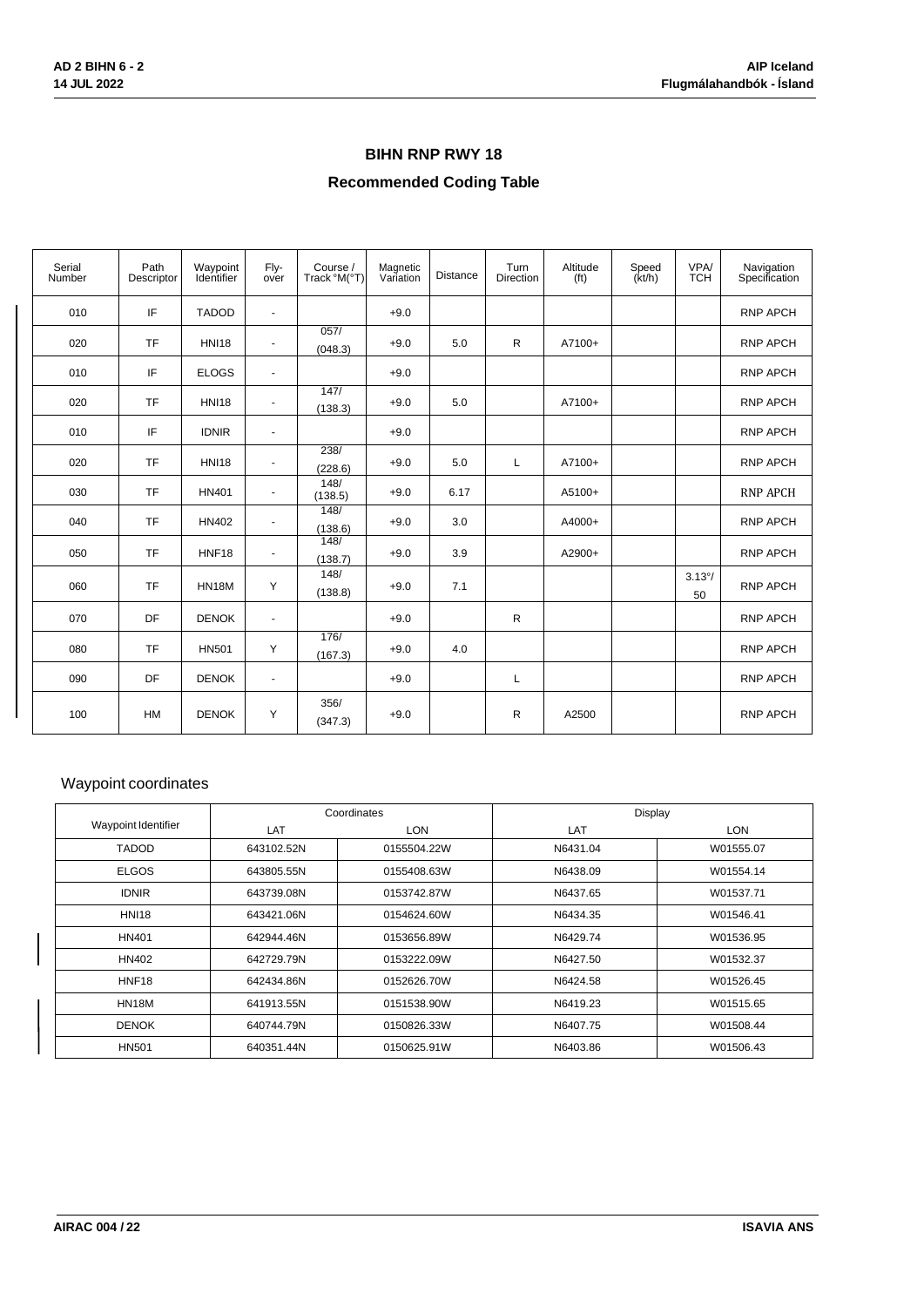## BIHN RNP RWY 18

## Recommended Coding Table

| Serial Number | Path Descriptor | Waypoint Identifier | Fly-over | Course / Track °M(°T) | Magnetic Variation | Distance | Turn Direction | Altitude (ft) | Speed (kt/h) | VPA/ TCH | Navigation Specification |
|---|---|---|---|---|---|---|---|---|---|---|---|
| 010 | IF | TADOD | - | | +9.0 | | | | | | RNP APCH |
| 020 | TF | HNI18 | - | 057/ (048.3) | +9.0 | 5.0 | R | A7100+ | | | RNP APCH |
| 010 | IF | ELGOS | - | | +9.0 | | | | | | RNP APCH |
| 020 | TF | HNI18 | - | 147/ (138.3) | +9.0 | 5.0 | | A7100+ | | | RNP APCH |
| 010 | IF | IDNIR | - | | +9.0 | | | | | | RNP APCH |
| 020 | TF | HNI18 | - | 238/ (228.6) | +9.0 | 5.0 | L | A7100+ | | | RNP APCH |
| 030 | TF | HN401 | - | 148/ (138.5) | +9.0 | 6.17 | | A5100+ | | | RNP APCH |
| 040 | TF | HN402 | - | 148/ (138.6) | +9.0 | 3.0 | | A4000+ | | | RNP APCH |
| 050 | TF | HNF18 | - | 148/ (138.7) | +9.0 | 3.9 | | A2900+ | | | RNP APCH |
| 060 | TF | HN18M | Y | 148/ (138.8) | +9.0 | 7.1 | | | | 3.13°/ 50 | RNP APCH |
| 070 | DF | DENOK | - | | +9.0 | | R | | | | RNP APCH |
| 080 | TF | HN501 | Y | 176/ (167.3) | +9.0 | 4.0 | | | | | RNP APCH |
| 090 | DF | DENOK | - | | +9.0 | | L | | | | RNP APCH |
| 100 | HM | DENOK | Y | 356/ (347.3) | +9.0 | | R | A2500 | | | RNP APCH |

### Waypoint coordinates

| Waypoint Identifier | Coordinates | | Display | |
|---|---|---|---|---|
| | LAT | LON | LAT | LON |
| TADOD | 643102.52N | 0155504.22W | N6431.04 | W01555.07 |
| ELGOS | 643805.55N | 0155408.63W | N6438.09 | W01554.14 |
| IDNIR | 643739.08N | 0153742.87W | N6437.65 | W01537.71 |
| HNI18 | 643421.06N | 0154624.60W | N6434.35 | W01546.41 |
| HN401 | 642944.46N | 0153656.89W | N6429.74 | W01536.95 |
| HN402 | 642729.79N | 0153222.09W | N6427.50 | W01532.37 |
| HNF18 | 642434.86N | 0152626.70W | N6424.58 | W01526.45 |
| HN18M | 641913.55N | 0151538.90W | N6419.23 | W01515.65 |
| DENOK | 640744.79N | 0150826.33W | N6407.75 | W01508.44 |
| HN501 | 640351.44N | 0150625.91W | N6403.86 | W01506.43 |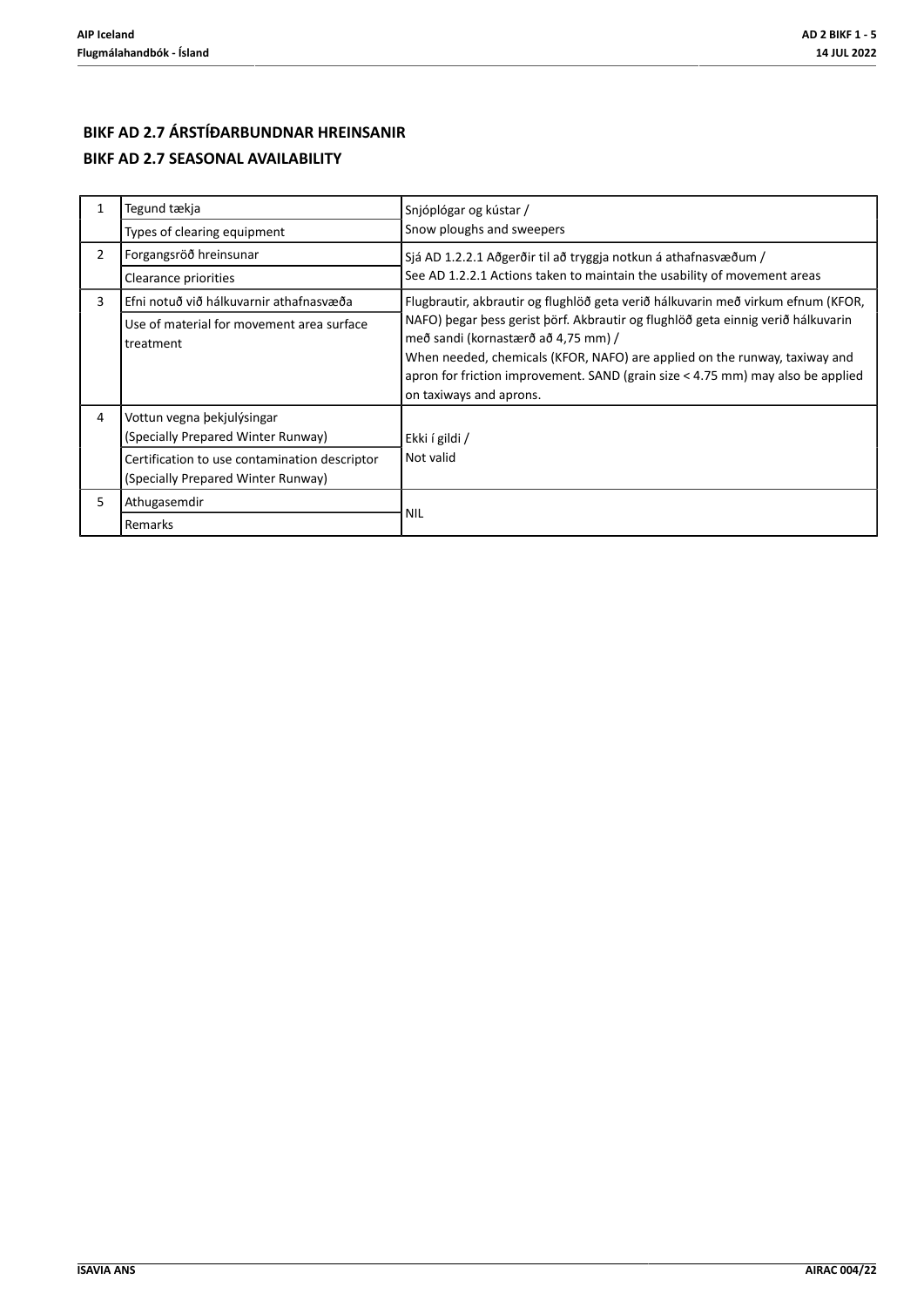## BIKF AD 2.7 ÁRSTÍÐARBUNDNAR HREINSANIR

## BIKF AD 2.7 SEASONAL AVAILABILITY

| | | |
|---|---|---|
| 1 | Tegund tækja<br>Types of clearing equipment | Snjóplógar og kústar /<br>Snow ploughs and sweepers |
| 2 | Forgangsröð hreinsunar<br>Clearance priorities | Sjá AD 1.2.2.1 Aðgerðir til að tryggja notkun á athafnasvæðum /<br>See AD 1.2.2.1 Actions taken to maintain the usability of movement areas |
| 3 | Efni notuð við hálkuvarnir athafnasvæða<br>Use of material for movement area surface treatment | Flugbrautir, akbrautir og flughlöð geta verið hálkuvarin með virkum efnum (KFOR, NAFO) þegar þess gerist þörf. Akbrautir og flughlöð geta einnig verið hálkuvarin með sandi (kornastærð að 4,75 mm) /<br>When needed, chemicals (KFOR, NAFO) are applied on the runway, taxiway and apron for friction improvement. SAND (grain size < 4.75 mm) may also be applied on taxiways and aprons. |
| 4 | Vottun vegna þekjulýsingar (Specially Prepared Winter Runway)<br>Certification to use contamination descriptor (Specially Prepared Winter Runway) | Ekki í gildi /<br>Not valid |
| 5 | Athugasemdir<br>Remarks | NIL |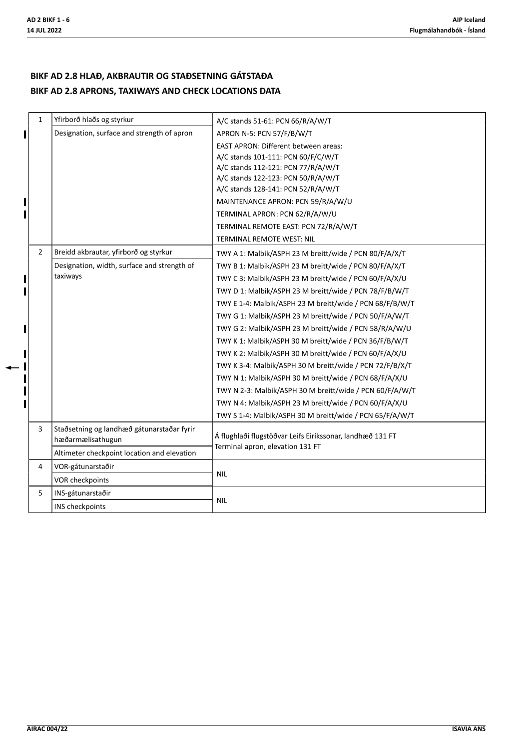## BIKF AD 2.8 HLAÐ, AKBRAUTIR OG STAÐSETNING GÁTSTAÐA

## BIKF AD 2.8 APRONS, TAXIWAYS AND CHECK LOCATIONS DATA

| | | |
|---|---|---|
| 1 | Yfirborð hlaðs og styrkur<br>Designation, surface and strength of apron | A/C stands 51-61: PCN 66/R/A/W/T<br>APRON N-5: PCN 57/F/B/W/T<br>EAST APRON: Different between areas:<br>A/C stands 101-111: PCN 60/F/C/W/T<br>A/C stands 112-121: PCN 77/R/A/W/T<br>A/C stands 122-123: PCN 50/R/A/W/T<br>A/C stands 128-141: PCN 52/R/A/W/T<br>MAINTENANCE APRON: PCN 59/R/A/W/U<br>TERMINAL APRON: PCN 62/R/A/W/U<br>TERMINAL REMOTE EAST: PCN 72/R/A/W/T<br>TERMINAL REMOTE WEST: NIL |
| 2 | Breidd akbrautar, yfirborð og styrkur<br>Designation, width, surface and strength of taxiways | TWY A 1: Malbik/ASPH 23 M breitt/wide / PCN 80/F/A/X/T<br>TWY B 1: Malbik/ASPH 23 M breitt/wide / PCN 80/F/A/X/T<br>TWY C 3: Malbik/ASPH 23 M breitt/wide / PCN 60/F/A/X/U<br>TWY D 1: Malbik/ASPH 23 M breitt/wide / PCN 78/F/B/W/T<br>TWY E 1-4: Malbik/ASPH 23 M breitt/wide / PCN 68/F/B/W/T<br>TWY G 1: Malbik/ASPH 23 M breitt/wide / PCN 50/F/A/W/T<br>TWY G 2: Malbik/ASPH 23 M breitt/wide / PCN 58/R/A/W/U<br>TWY K 1: Malbik/ASPH 30 M breitt/wide / PCN 36/F/B/W/T<br>TWY K 2: Malbik/ASPH 30 M breitt/wide / PCN 60/F/A/X/U<br>TWY K 3-4: Malbik/ASPH 30 M breitt/wide / PCN 72/F/B/X/T<br>TWY N 1: Malbik/ASPH 30 M breitt/wide / PCN 68/F/A/X/U<br>TWY N 2-3: Malbik/ASPH 30 M breitt/wide / PCN 60/F/A/W/T<br>TWY N 4: Malbik/ASPH 23 M breitt/wide / PCN 60/F/A/X/U<br>TWY S 1-4: Malbik/ASPH 30 M breitt/wide / PCN 65/F/A/W/T |
| 3 | Staðsetning og landhæð gátunarstaðar fyrir hæðarmælisathugun<br>Altimeter checkpoint location and elevation | Á flughlaði flugstöðvar Leifs Eiríkssonar, landhæð 131 FT<br>Terminal apron, elevation 131 FT |
| 4 | VOR-gátunarstaðir<br>VOR checkpoints | NIL |
| 5 | INS-gátunarstaðir<br>INS checkpoints | NIL |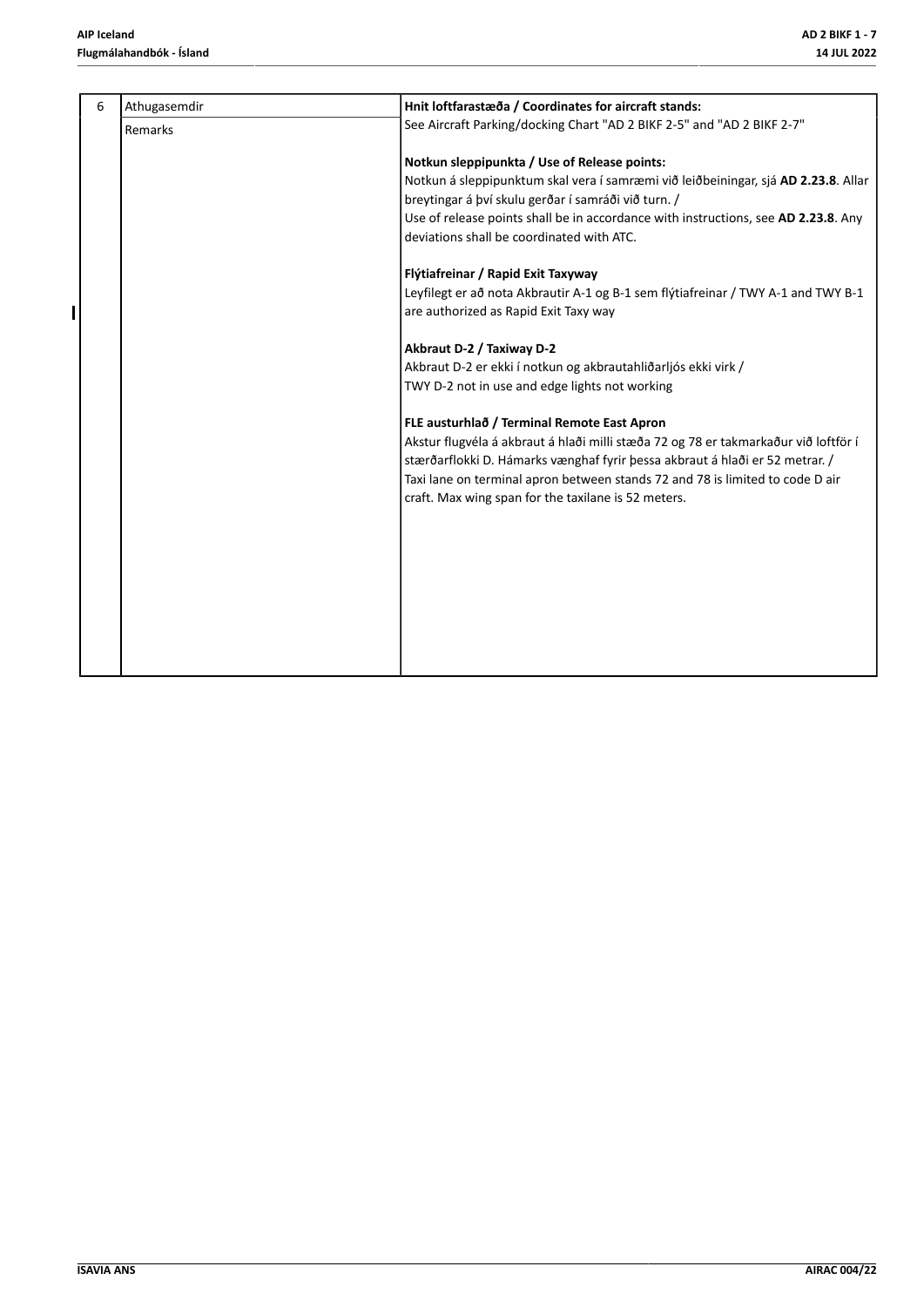| 6 | Athugasemdir<br>Remarks | **Hnit loftfarastæða / Coordinates for aircraft stands:**<br>See Aircraft Parking/docking Chart "AD 2 BIKF 2-5" and "AD 2 BIKF 2-7"<br><br>**Notkun sleppipunkta / Use of Release points:**<br>Notkun á sleppipunktum skal vera í samræmi við leiðbeiningar, sjá **AD 2.23.8**. Allar breytingar á því skulu gerðar í samráði við turn. /<br>Use of release points shall be in accordance with instructions, see **AD 2.23.8**. Any deviations shall be coordinated with ATC.<br><br>**Flýtiafreinar / Rapid Exit Taxyway**<br>Leyfilegt er að nota Akbrautir A-1 og B-1 sem flýtiafreinar / TWY A-1 and TWY B-1 are authorized as Rapid Exit Taxy way<br><br>**Akbraut D-2 / Taxiway D-2**<br>Akbraut D-2 er ekki í notkun og akbrautahliðarljós ekki virk /<br>TWY D-2 not in use and edge lights not working<br><br>**FLE austurhlað / Terminal Remote East Apron**<br>Akstur flugvéla á akbraut á hlaði milli stæða 72 og 78 er takmarkaður við loftför í stærðarflokki D. Hámarks vænghaf fyrir þessa akbraut á hlaði er 52 metrar. /<br>Taxi lane on terminal apron between stands 72 and 78 is limited to code D air craft. Max wing span for the taxilane is 52 meters. |
|---|---|---|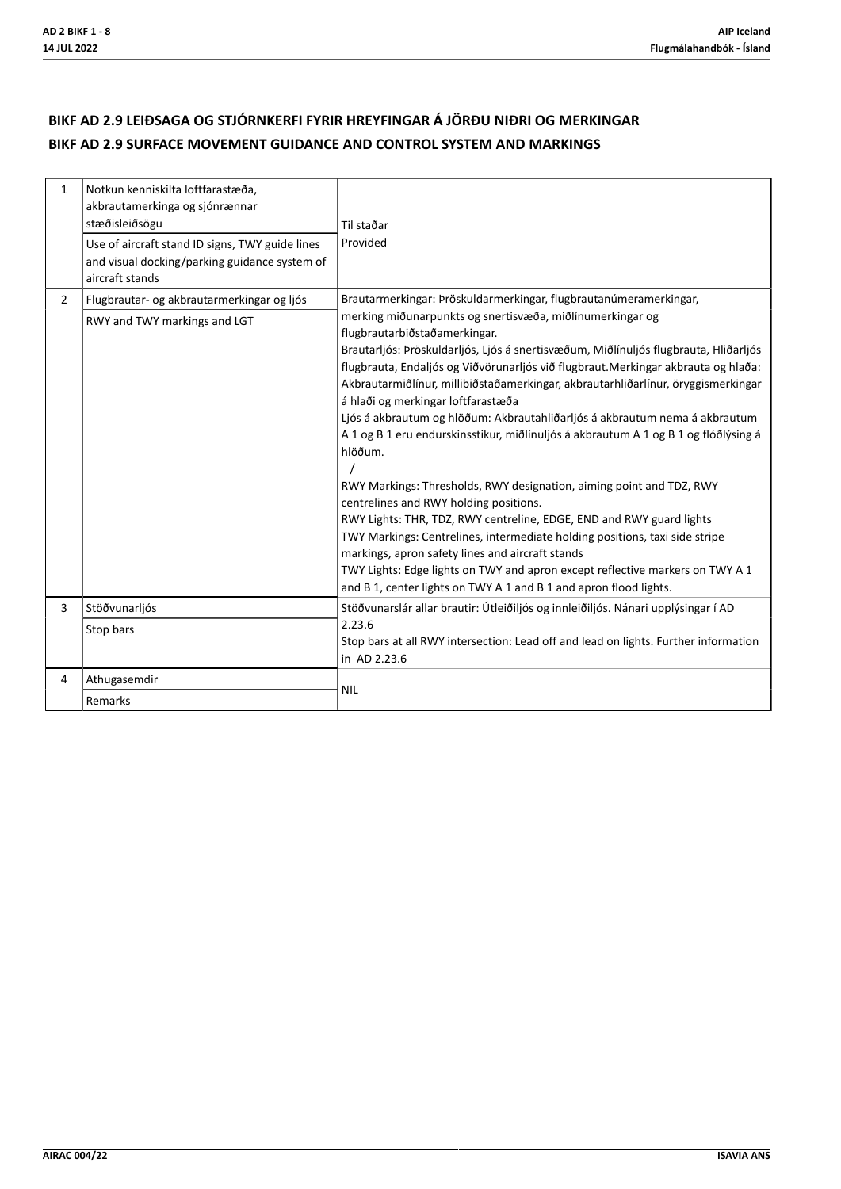## BIKF AD 2.9 LEIÐSAGA OG STJÓRNKERFI FYRIR HREYFINGAR Á JÖRÐU NIÐRI OG MERKINGAR

## BIKF AD 2.9 SURFACE MOVEMENT GUIDANCE AND CONTROL SYSTEM AND MARKINGS

| | | |
|---|---|---|
| 1 | Notkun kenniskilta loftfarastæða, akbrautamerkinga og sjónrænnar stæðisleiðsögu<br>Use of aircraft stand ID signs, TWY guide lines and visual docking/parking guidance system of aircraft stands | Til staðar<br>Provided |
| 2 | Flugbrautar- og akbrautarmerkingar og ljós<br>RWY and TWY markings and LGT | Brautarmerkingar: Þröskuldarmerkingar, flugbrautanúmeramerkingar, merking miðunarpunkts og snertisvæða, miðlínumerkingar og flugbrautarbiðstaðamerkingar.<br>Brautarljós: Þröskuldarljós, Ljós á snertisvæðum, Miðlínuljós flugbrauta, Hliðarljós flugbrauta, Endaljós og Viðvörunarljós við flugbraut.Merkingar akbrauta og hlaða: Akbrautarmiðlínur, millibiðstaðamerkingar, akbrautarhliðarlínur, öryggismerkingar á hlaði og merkingar loftfarastæða<br>Ljós á akbrautum og hlöðum: Akbrautahliðarljós á akbrautum nema á akbrautum A 1 og B 1 eru endurskinsstikur, miðlínuljós á akbrautum A 1 og B 1 og flóðlýsing á hlöðum.<br>/<br>RWY Markings: Thresholds, RWY designation, aiming point and TDZ, RWY centrelines and RWY holding positions.<br>RWY Lights: THR, TDZ, RWY centreline, EDGE, END and RWY guard lights<br>TWY Markings: Centrelines, intermediate holding positions, taxi side stripe markings, apron safety lines and aircraft stands<br>TWY Lights: Edge lights on TWY and apron except reflective markers on TWY A 1 and B 1, center lights on TWY A 1 and B 1 and apron flood lights. |
| 3 | Stöðvunarljós<br>Stop bars | Stöðvunarslár allar brautir: Útleiðiljós og innleiðiljós. Nánari upplýsingar í AD 2.23.6<br>Stop bars at all RWY intersection: Lead off and lead on lights. Further information in AD 2.23.6 |
| 4 | Athugasemdir<br>Remarks | NIL |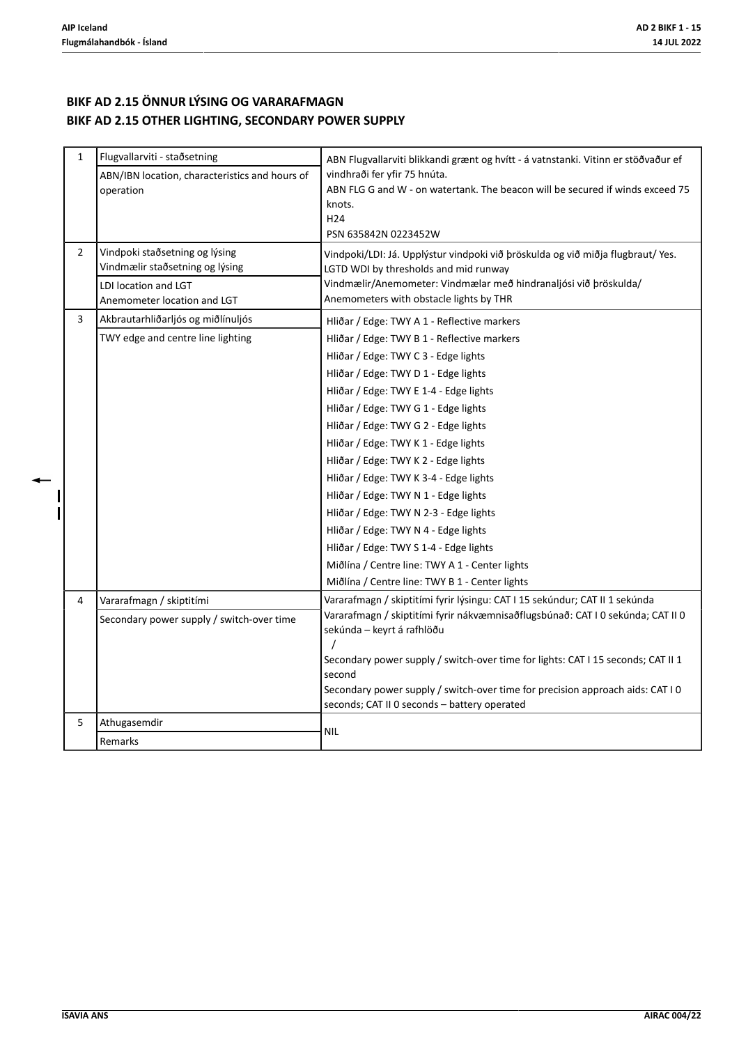## BIKF AD 2.15 ÖNNUR LÝSING OG VARARAFMAGN
## BIKF AD 2.15 OTHER LIGHTING, SECONDARY POWER SUPPLY

| | | |
|---|---|---|
| 1 | Flugvallarviti - staðsetning<br>ABN/IBN location, characteristics and hours of operation | ABN Flugvallarviti blikkandi grænt og hvítt - á vatnstanki. Vitinn er stöðvaður ef vindhraði fer yfir 75 hnúta.<br>ABN FLG G and W - on watertank. The beacon will be secured if winds exceed 75 knots.<br>H24<br>PSN 635842N 0223452W |
| 2 | Vindpoki staðsetning og lýsing<br>Vindmælir staðsetning og lýsing<br>LDI location and LGT<br>Anemometer location and LGT | Vindpoki/LDI: Já. Upplýstur vindpoki við þröskulda og við miðja flugbraut/ Yes. LGTD WDI by thresholds and mid runway<br>Vindmælir/Anemometer: Vindmælar með hindranaljósi við þröskulda/ Anemometers with obstacle lights by THR |
| 3 | Akbrautarhliðarljós og miðlínuljós<br>TWY edge and centre line lighting | Hliðar / Edge: TWY A 1 - Reflective markers<br>Hliðar / Edge: TWY B 1 - Reflective markers<br>Hliðar / Edge: TWY C 3 - Edge lights<br>Hliðar / Edge: TWY D 1 - Edge lights<br>Hliðar / Edge: TWY E 1-4 - Edge lights<br>Hliðar / Edge: TWY G 1 - Edge lights<br>Hliðar / Edge: TWY G 2 - Edge lights<br>Hliðar / Edge: TWY K 1 - Edge lights<br>Hliðar / Edge: TWY K 2 - Edge lights<br>Hliðar / Edge: TWY K 3-4 - Edge lights<br>Hliðar / Edge: TWY N 1 - Edge lights<br>Hliðar / Edge: TWY N 2-3 - Edge lights<br>Hliðar / Edge: TWY N 4 - Edge lights<br>Hliðar / Edge: TWY S 1-4 - Edge lights<br>Miðlína / Centre line: TWY A 1 - Center lights<br>Miðlína / Centre line: TWY B 1 - Center lights |
| 4 | Vararafmagn / skiptitími<br>Secondary power supply / switch-over time | Vararafmagn / skiptitími fyrir lýsingu: CAT I 15 sekúndur; CAT II 1 sekúnda<br>Vararafmagn / skiptitími fyrir nákvæmnisaðflugsbúnað: CAT I 0 sekúnda; CAT II 0 sekúnda – keyrt á rafhlöðu<br>/<br>Secondary power supply / switch-over time for lights: CAT I 15 seconds; CAT II 1 second<br>Secondary power supply / switch-over time for precision approach aids: CAT I 0 seconds; CAT II 0 seconds – battery operated |
| 5 | Athugasemdir<br>Remarks | NIL |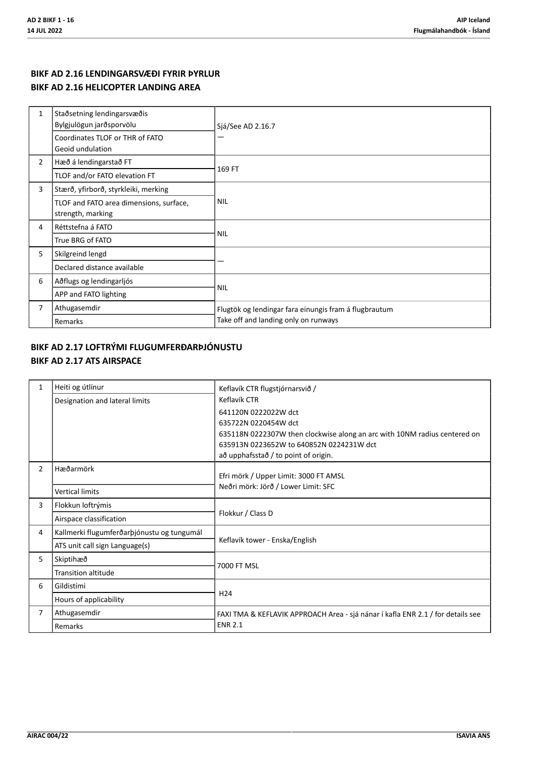## BIKF AD 2.16 LENDINGARSVÆÐI FYRIR ÞYRLUR
## BIKF AD 2.16 HELICOPTER LANDING AREA

| | | |
|---|---|---|
| 1 | Staðsetning lendingarsvæðis<br>Bylgjulögun jarðsporvölu | Sjá/See AD 2.16.7 |
| | Coordinates TLOF or THR of FATO<br>Geoid undulation | — |
| 2 | Hæð á lendingarstað FT<br>TLOF and/or FATO elevation FT | 169 FT |
| 3 | Stærð, yfirborð, styrkleiki, merking<br>TLOF and FATO area dimensions, surface, strength, marking | NIL |
| 4 | Réttstefna á FATO<br>True BRG of FATO | NIL |
| 5 | Skilgreind lengd<br>Declared distance available | — |
| 6 | Aðflugs og lendingarljós<br>APP and FATO lighting | NIL |
| 7 | Athugasemdir<br>Remarks | Flugtök og lendingar fara einungis fram á flugbrautum<br>Take off and landing only on runways |

## BIKF AD 2.17 LOFTRÝMI FLUGUMFERÐARÞJÓNUSTU
## BIKF AD 2.17 ATS AIRSPACE

| | | |
|---|---|---|
| 1 | Heiti og útlínur<br>Designation and lateral limits | Keflavík CTR flugstjórnarsvið /<br>Keflavík CTR<br>641120N 0222022W dct<br>635722N 0220454W dct<br>635118N 0222307W then clockwise along an arc with 10NM radius centered on 635913N 0223652W to 640852N 0224231W dct<br>að upphafsstað / to point of origin. |
| 2 | Hæðarmörk<br>Vertical limits | Efri mörk / Upper Limit: 3000 FT AMSL<br>Neðri mörk: Jörð / Lower Limit: SFC |
| 3 | Flokkun loftrýmis<br>Airspace classification | Flokkur / Class D |
| 4 | Kallmerki flugumferðarþjónustu og tungumál<br>ATS unit call sign Language(s) | Keflavík tower - Enska/English |
| 5 | Skiptihæð<br>Transition altitude | 7000 FT MSL |
| 6 | Gildistími<br>Hours of applicability | H24 |
| 7 | Athugasemdir<br>Remarks | FAXI TMA & KEFLAVIK APPROACH Area - sjá nánar í kafla ENR 2.1 / for details see ENR 2.1 |